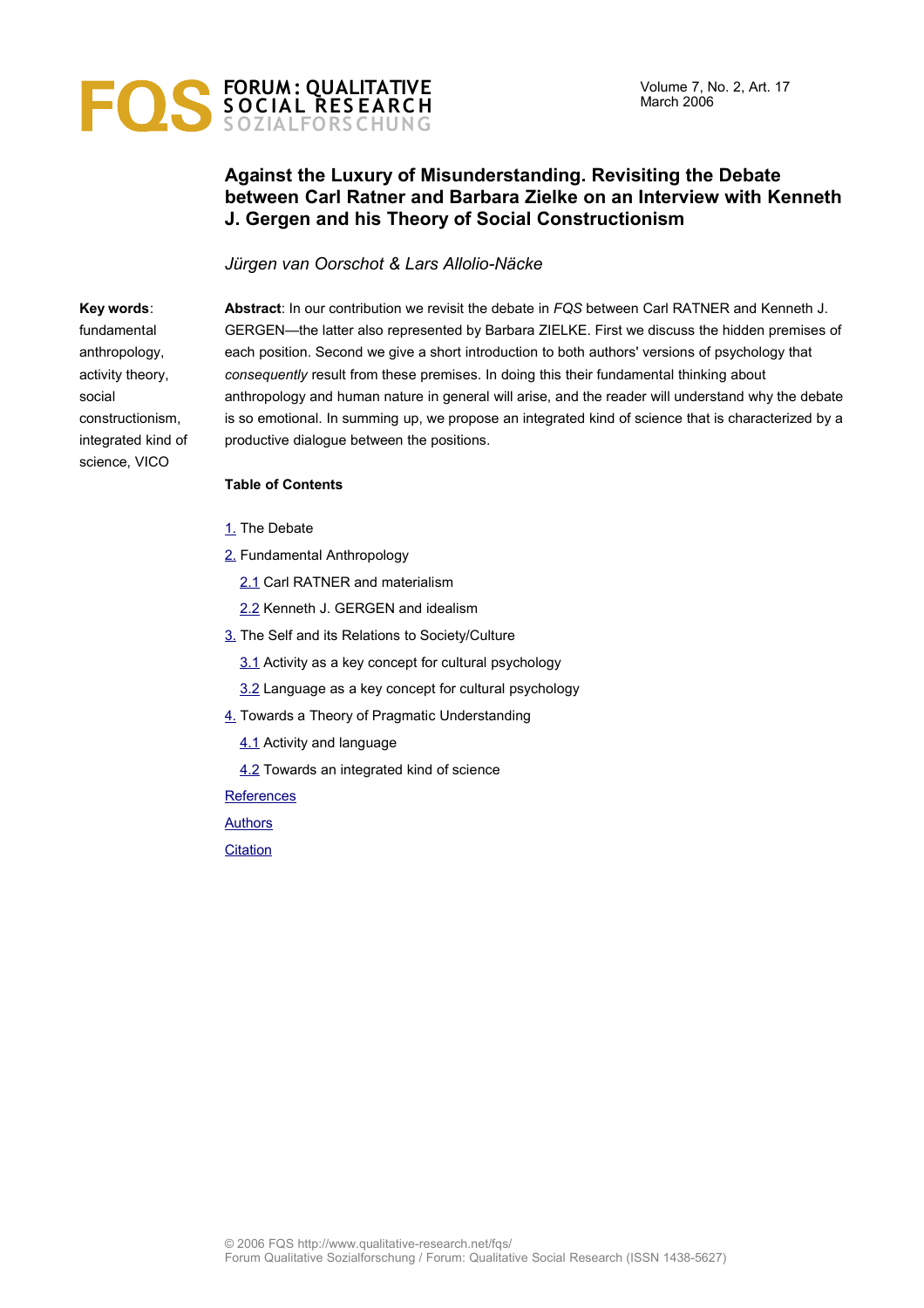# Against the Luxury of Misunderstanding. Revisiting the Debate between Carl Ratner and Barbara Zielke on an Interview with Kenneth J. Gergen and his Theory of Social Constructionism

*Jürgen van Oorschot & Lars Allolio-Näcke*

**Key words**: fundamental anthropology, activity theory, social constructionism, integrated kind of science, VICO

**Abstract**: In our contribution we revisit the debate in *FQS* between Carl RATNER and Kenneth J. GERGEN—the latter also represented by Barbara ZIELKE. First we discuss the hidden premises of each position. Second we give a short introduction to both authors' versions of psychology that *consequently* result from these premises. In doing this their fundamental thinking about anthropology and human nature in general will arise, and the reader will understand why the debate is so emotional. In summing up, we propose an integrated kind of science that is characterized by a productive dialogue between the positions.

**Table of Contents**

1. The Debate
2. Fundamental Anthropology
   - 2.1 Carl RATNER and materialism
   - 2.2 Kenneth J. GERGEN and idealism
3. The Self and its Relations to Society/Culture
   - 3.1 Activity as a key concept for cultural psychology
   - 3.2 Language as a key concept for cultural psychology
4. Towards a Theory of Pragmatic Understanding
   - 4.1 Activity and language
   - 4.2 Towards an integrated kind of science

References

Authors

Citation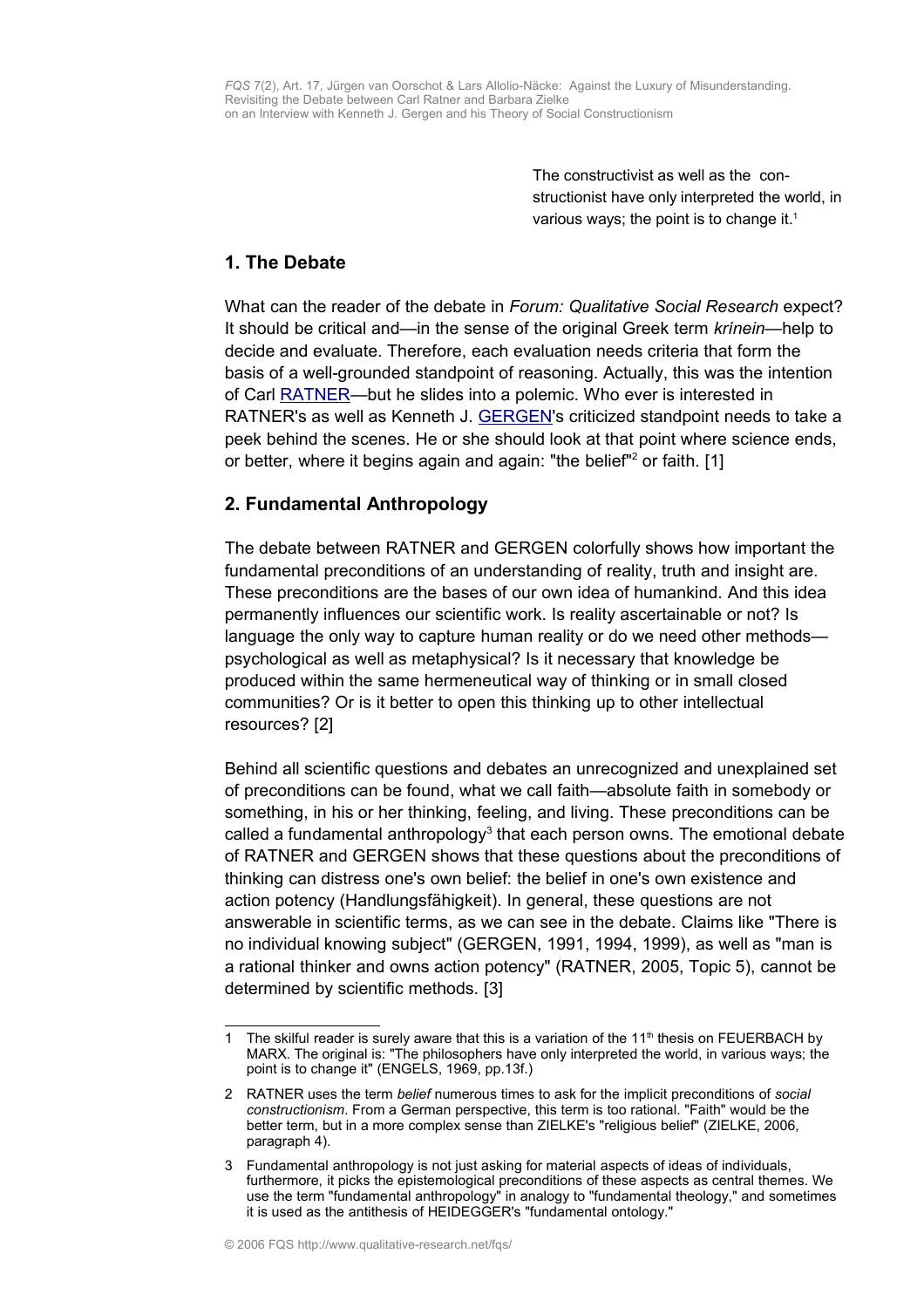The constructivist as well as the constructionist have only interpreted the world, in various ways; the point is to change it.[1]

## 1. The Debate

What can the reader of the debate in *Forum: Qualitative Social Research* expect? It should be critical and—in the sense of the original Greek term *krínein*—help to decide and evaluate. Therefore, each evaluation needs criteria that form the basis of a well-grounded standpoint of reasoning. Actually, this was the intention of Carl RATNER—but he slides into a polemic. Who ever is interested in RATNER's as well as Kenneth J. GERGEN's criticized standpoint needs to take a peek behind the scenes. He or she should look at that point where science ends, or better, where it begins again and again: "the belief"[2] or faith. [1]

## 2. Fundamental Anthropology

The debate between RATNER and GERGEN colorfully shows how important the fundamental preconditions of an understanding of reality, truth and insight are. These preconditions are the bases of our own idea of humankind. And this idea permanently influences our scientific work. Is reality ascertainable or not? Is language the only way to capture human reality or do we need other methods—psychological as well as metaphysical? Is it necessary that knowledge be produced within the same hermeneutical way of thinking or in small closed communities? Or is it better to open this thinking up to other intellectual resources? [2]

Behind all scientific questions and debates an unrecognized and unexplained set of preconditions can be found, what we call faith—absolute faith in somebody or something, in his or her thinking, feeling, and living. These preconditions can be called a fundamental anthropology[3] that each person owns. The emotional debate of RATNER and GERGEN shows that these questions about the preconditions of thinking can distress one's own belief: the belief in one's own existence and action potency (Handlungsfähigkeit). In general, these questions are not answerable in scientific terms, as we can see in the debate. Claims like "There is no individual knowing subject" (GERGEN, 1991, 1994, 1999), as well as "man is a rational thinker and owns action potency" (RATNER, 2005, Topic 5), cannot be determined by scientific methods. [3]

---

1 The skilful reader is surely aware that this is a variation of the 11th thesis on FEUERBACH by MARX. The original is: "The philosophers have only interpreted the world, in various ways; the point is to change it" (ENGELS, 1969, pp.13f.)

2 RATNER uses the term *belief* numerous times to ask for the implicit preconditions of *social constructionism*. From a German perspective, this term is too rational. "Faith" would be the better term, but in a more complex sense than ZIELKE's "religious belief" (ZIELKE, 2006, paragraph 4).

3 Fundamental anthropology is not just asking for material aspects of ideas of individuals, furthermore, it picks the epistemological preconditions of these aspects as central themes. We use the term "fundamental anthropology" in analogy to "fundamental theology," and sometimes it is used as the antithesis of HEIDEGGER's "fundamental ontology."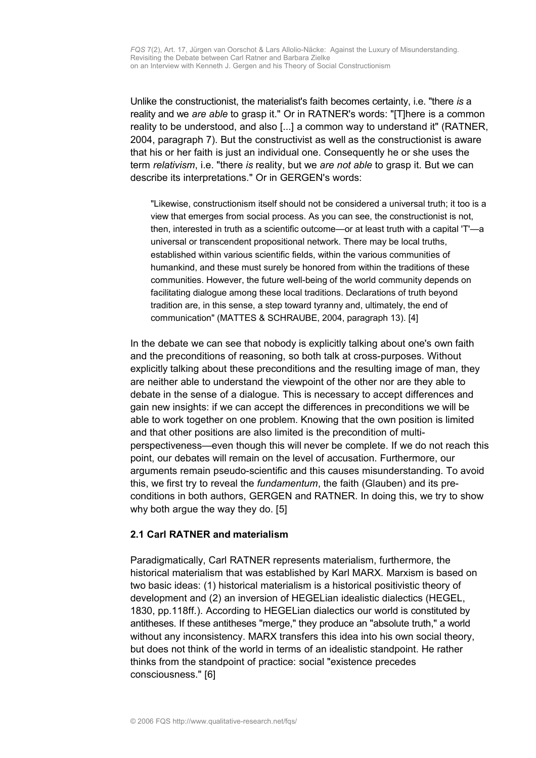Unlike the constructionist, the materialist's faith becomes certainty, i.e. "there *is* a reality and we *are able* to grasp it." Or in RATNER's words: "[T]here is a common reality to be understood, and also [...] a common way to understand it" (RATNER, 2004, paragraph 7). But the constructivist as well as the constructionist is aware that his or her faith is just an individual one. Consequently he or she uses the term *relativism*, i.e. "there *is* reality, but we *are not able* to grasp it. But we can describe its interpretations." Or in GERGEN's words:

> "Likewise, constructionism itself should not be considered a universal truth; it too is a view that emerges from social process. As you can see, the constructionist is not, then, interested in truth as a scientific outcome—or at least truth with a capital 'T'—a universal or transcendent propositional network. There may be local truths, established within various scientific fields, within the various communities of humankind, and these must surely be honored from within the traditions of these communities. However, the future well-being of the world community depends on facilitating dialogue among these local traditions. Declarations of truth beyond tradition are, in this sense, a step toward tyranny and, ultimately, the end of communication" (MATTES & SCHRAUBE, 2004, paragraph 13). [4]

In the debate we can see that nobody is explicitly talking about one's own faith and the preconditions of reasoning, so both talk at cross-purposes. Without explicitly talking about these preconditions and the resulting image of man, they are neither able to understand the viewpoint of the other nor are they able to debate in the sense of a dialogue. This is necessary to accept differences and gain new insights: if we can accept the differences in preconditions we will be able to work together on one problem. Knowing that the own position is limited and that other positions are also limited is the precondition of multi-perspectiveness—even though this will never be complete. If we do not reach this point, our debates will remain on the level of accusation. Furthermore, our arguments remain pseudo-scientific and this causes misunderstanding. To avoid this, we first try to reveal the *fundamentum*, the faith (Glauben) and its pre-conditions in both authors, GERGEN and RATNER. In doing this, we try to show why both argue the way they do. [5]

### 2.1 Carl RATNER and materialism

Paradigmatically, Carl RATNER represents materialism, furthermore, the historical materialism that was established by Karl MARX. Marxism is based on two basic ideas: (1) historical materialism is a historical positivistic theory of development and (2) an inversion of HEGELian idealistic dialectics (HEGEL, 1830, pp.118ff.). According to HEGELian dialectics our world is constituted by antitheses. If these antitheses "merge," they produce an "absolute truth," a world without any inconsistency. MARX transfers this idea into his own social theory, but does not think of the world in terms of an idealistic standpoint. He rather thinks from the standpoint of practice: social "existence precedes consciousness." [6]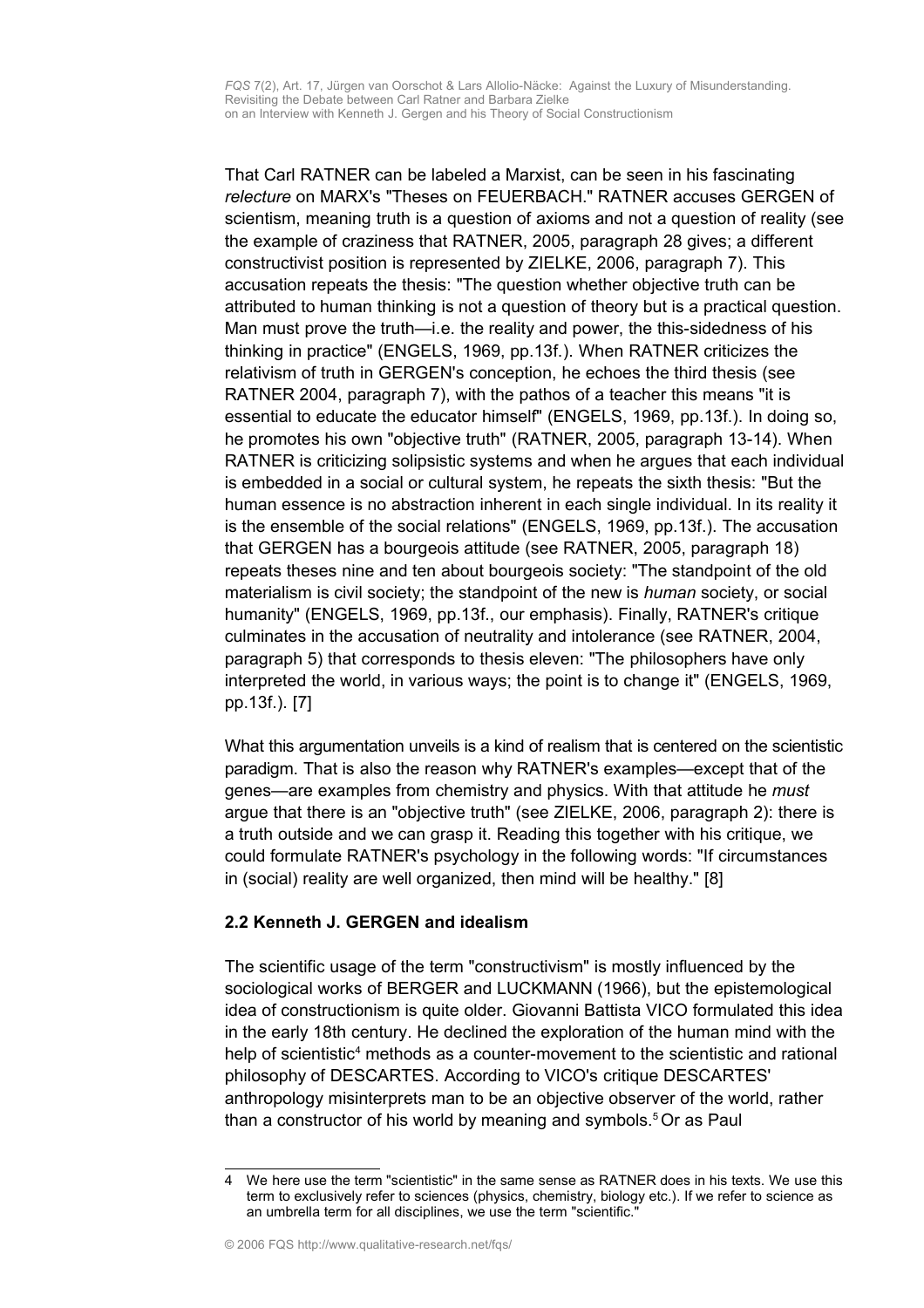That Carl RATNER can be labeled a Marxist, can be seen in his fascinating *relecture* on MARX's "Theses on FEUERBACH." RATNER accuses GERGEN of scientism, meaning truth is a question of axioms and not a question of reality (see the example of craziness that RATNER, 2005, paragraph 28 gives; a different constructivist position is represented by ZIELKE, 2006, paragraph 7). This accusation repeats the thesis: "The question whether objective truth can be attributed to human thinking is not a question of theory but is a practical question. Man must prove the truth—i.e. the reality and power, the this-sidedness of his thinking in practice" (ENGELS, 1969, pp.13f.). When RATNER criticizes the relativism of truth in GERGEN's conception, he echoes the third thesis (see RATNER 2004, paragraph 7), with the pathos of a teacher this means "it is essential to educate the educator himself" (ENGELS, 1969, pp.13f.). In doing so, he promotes his own "objective truth" (RATNER, 2005, paragraph 13-14). When RATNER is criticizing solipsistic systems and when he argues that each individual is embedded in a social or cultural system, he repeats the sixth thesis: "But the human essence is no abstraction inherent in each single individual. In its reality it is the ensemble of the social relations" (ENGELS, 1969, pp.13f.). The accusation that GERGEN has a bourgeois attitude (see RATNER, 2005, paragraph 18) repeats theses nine and ten about bourgeois society: "The standpoint of the old materialism is civil society; the standpoint of the new is *human* society, or social humanity" (ENGELS, 1969, pp.13f., our emphasis). Finally, RATNER's critique culminates in the accusation of neutrality and intolerance (see RATNER, 2004, paragraph 5) that corresponds to thesis eleven: "The philosophers have only interpreted the world, in various ways; the point is to change it" (ENGELS, 1969, pp.13f.). [7]

What this argumentation unveils is a kind of realism that is centered on the scientistic paradigm. That is also the reason why RATNER's examples—except that of the genes—are examples from chemistry and physics. With that attitude he *must* argue that there is an "objective truth" (see ZIELKE, 2006, paragraph 2): there is a truth outside and we can grasp it. Reading this together with his critique, we could formulate RATNER's psychology in the following words: "If circumstances in (social) reality are well organized, then mind will be healthy." [8]

### 2.2 Kenneth J. GERGEN and idealism

The scientific usage of the term "constructivism" is mostly influenced by the sociological works of BERGER and LUCKMANN (1966), but the epistemological idea of constructionism is quite older. Giovanni Battista VICO formulated this idea in the early 18th century. He declined the exploration of the human mind with the help of scientistic[4] methods as a counter-movement to the scientistic and rational philosophy of DESCARTES. According to VICO's critique DESCARTES' anthropology misinterprets man to be an objective observer of the world, rather than a constructor of his world by meaning and symbols.[5] Or as Paul

4 We here use the term "scientistic" in the same sense as RATNER does in his texts. We use this term to exclusively refer to sciences (physics, chemistry, biology etc.). If we refer to science as an umbrella term for all disciplines, we use the term "scientific."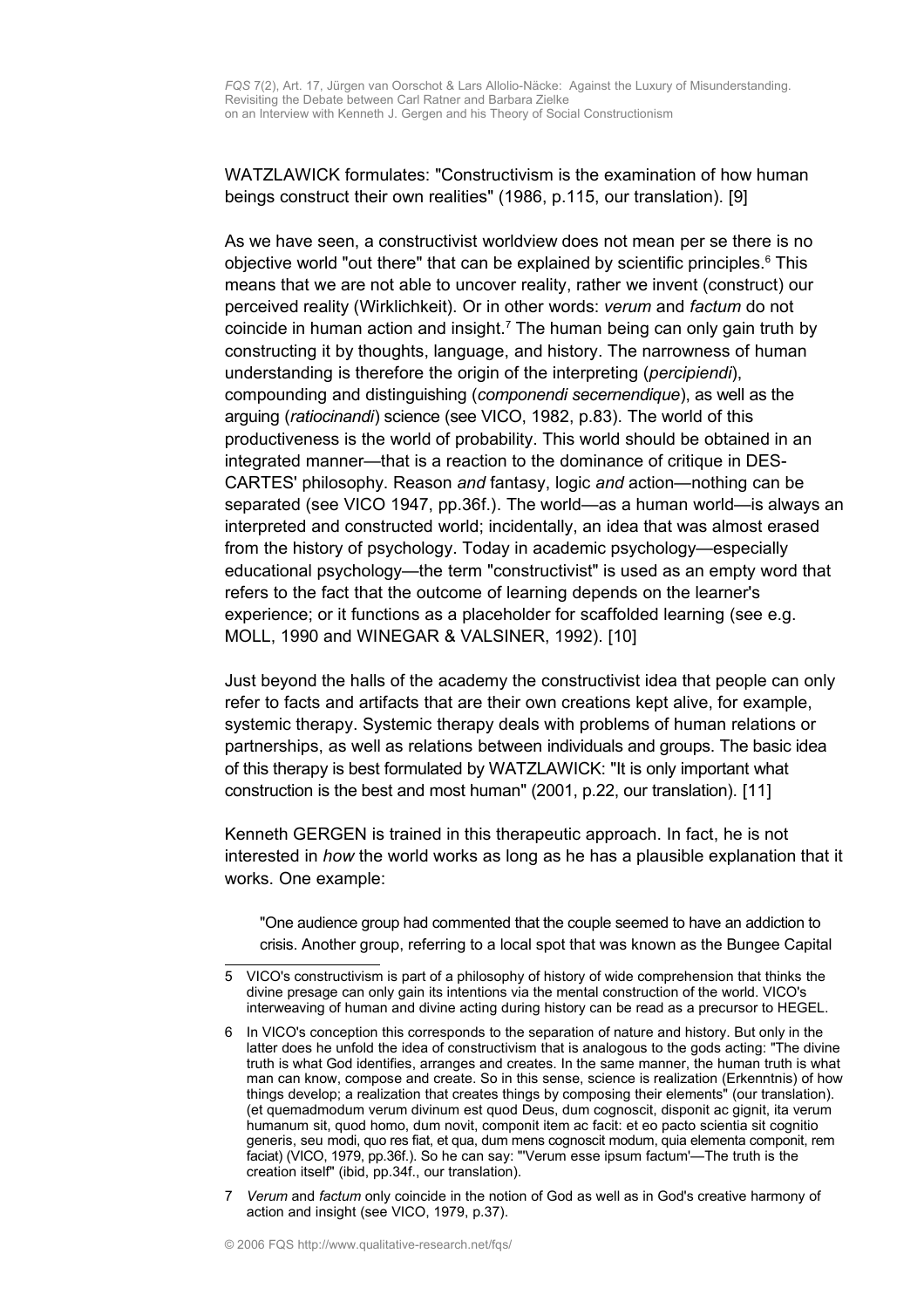WATZLAWICK formulates: "Constructivism is the examination of how human beings construct their own realities" (1986, p.115, our translation). [9]

As we have seen, a constructivist worldview does not mean per se there is no objective world "out there" that can be explained by scientific principles.[6] This means that we are not able to uncover reality, rather we invent (construct) our perceived reality (Wirklichkeit). Or in other words: *verum* and *factum* do not coincide in human action and insight.[7] The human being can only gain truth by constructing it by thoughts, language, and history. The narrowness of human understanding is therefore the origin of the interpreting (*percipiendi*), compounding and distinguishing (*componendi secernendique*), as well as the arguing (*ratiocinandi*) science (see VICO, 1982, p.83). The world of this productiveness is the world of probability. This world should be obtained in an integrated manner—that is a reaction to the dominance of critique in DESCARTES' philosophy. Reason *and* fantasy, logic *and* action—nothing can be separated (see VICO 1947, pp.36f.). The world—as a human world—is always an interpreted and constructed world; incidentally, an idea that was almost erased from the history of psychology. Today in academic psychology—especially educational psychology—the term "constructivist" is used as an empty word that refers to the fact that the outcome of learning depends on the learner's experience; or it functions as a placeholder for scaffolded learning (see e.g. MOLL, 1990 and WINEGAR & VALSINER, 1992). [10]

Just beyond the halls of the academy the constructivist idea that people can only refer to facts and artifacts that are their own creations kept alive, for example, systemic therapy. Systemic therapy deals with problems of human relations or partnerships, as well as relations between individuals and groups. The basic idea of this therapy is best formulated by WATZLAWICK: "It is only important what construction is the best and most human" (2001, p.22, our translation). [11]

Kenneth GERGEN is trained in this therapeutic approach. In fact, he is not interested in *how* the world works as long as he has a plausible explanation that it works. One example:

> "One audience group had commented that the couple seemed to have an addiction to crisis. Another group, referring to a local spot that was known as the Bungee Capital

---

5 VICO's constructivism is part of a philosophy of history of wide comprehension that thinks the divine presage can only gain its intentions via the mental construction of the world. VICO's interweaving of human and divine acting during history can be read as a precursor to HEGEL.

6 In VICO's conception this corresponds to the separation of nature and history. But only in the latter does he unfold the idea of constructivism that is analogous to the gods acting: "The divine truth is what God identifies, arranges and creates. In the same manner, the human truth is what man can know, compose and create. So in this sense, science is realization (Erkenntnis) of how things develop; a realization that creates things by composing their elements" (our translation). (et quemadmodum verum divinum est quod Deus, dum cognoscit, disponit ac gignit, ita verum humanum sit, quod homo, dum novit, componit item ac facit: et eo pacto scientia sit cognitio generis, seu modi, quo res fiat, et qua, dum mens cognoscit modum, quia elementa componit, rem faciat) (VICO, 1979, pp.36f.). So he can say: "'Verum esse ipsum factum'—The truth is the creation itself" (ibid, pp.34f., our translation).

7 *Verum* and *factum* only coincide in the notion of God as well as in God's creative harmony of action and insight (see VICO, 1979, p.37).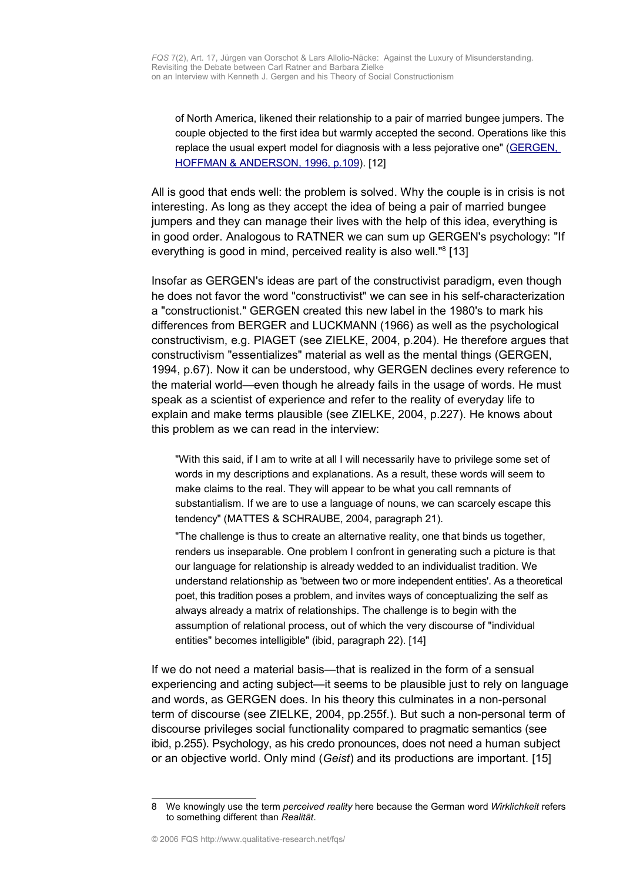> of North America, likened their relationship to a pair of married bungee jumpers. The couple objected to the first idea but warmly accepted the second. Operations like this replace the usual expert model for diagnosis with a less pejorative one" (GERGEN, HOFFMAN & ANDERSON, 1996, p.109). [12]

All is good that ends well: the problem is solved. Why the couple is in crisis is not interesting. As long as they accept the idea of being a pair of married bungee jumpers and they can manage their lives with the help of this idea, everything is in good order. Analogous to RATNER we can sum up GERGEN's psychology: "If everything is good in mind, perceived reality is also well."[8] [13]

Insofar as GERGEN's ideas are part of the constructivist paradigm, even though he does not favor the word "constructivist" we can see in his self-characterization a "constructionist." GERGEN created this new label in the 1980's to mark his differences from BERGER and LUCKMANN (1966) as well as the psychological constructivism, e.g. PIAGET (see ZIELKE, 2004, p.204). He therefore argues that constructivism "essentializes" material as well as the mental things (GERGEN, 1994, p.67). Now it can be understood, why GERGEN declines every reference to the material world—even though he already fails in the usage of words. He must speak as a scientist of experience and refer to the reality of everyday life to explain and make terms plausible (see ZIELKE, 2004, p.227). He knows about this problem as we can read in the interview:

> "With this said, if I am to write at all I will necessarily have to privilege some set of words in my descriptions and explanations. As a result, these words will seem to make claims to the real. They will appear to be what you call remnants of substantialism. If we are to use a language of nouns, we can scarcely escape this tendency" (MATTES & SCHRAUBE, 2004, paragraph 21).
>
> "The challenge is thus to create an alternative reality, one that binds us together, renders us inseparable. One problem I confront in generating such a picture is that our language for relationship is already wedded to an individualist tradition. We understand relationship as 'between two or more independent entities'. As a theoretical poet, this tradition poses a problem, and invites ways of conceptualizing the self as always already a matrix of relationships. The challenge is to begin with the assumption of relational process, out of which the very discourse of "individual entities" becomes intelligible" (ibid, paragraph 22). [14]

If we do not need a material basis—that is realized in the form of a sensual experiencing and acting subject—it seems to be plausible just to rely on language and words, as GERGEN does. In his theory this culminates in a non-personal term of discourse (see ZIELKE, 2004, pp.255f.). But such a non-personal term of discourse privileges social functionality compared to pragmatic semantics (see ibid, p.255). Psychology, as his credo pronounces, does not need a human subject or an objective world. Only mind (*Geist*) and its productions are important. [15]

---

8 We knowingly use the term *perceived reality* here because the German word *Wirklichkeit* refers to something different than *Realität*.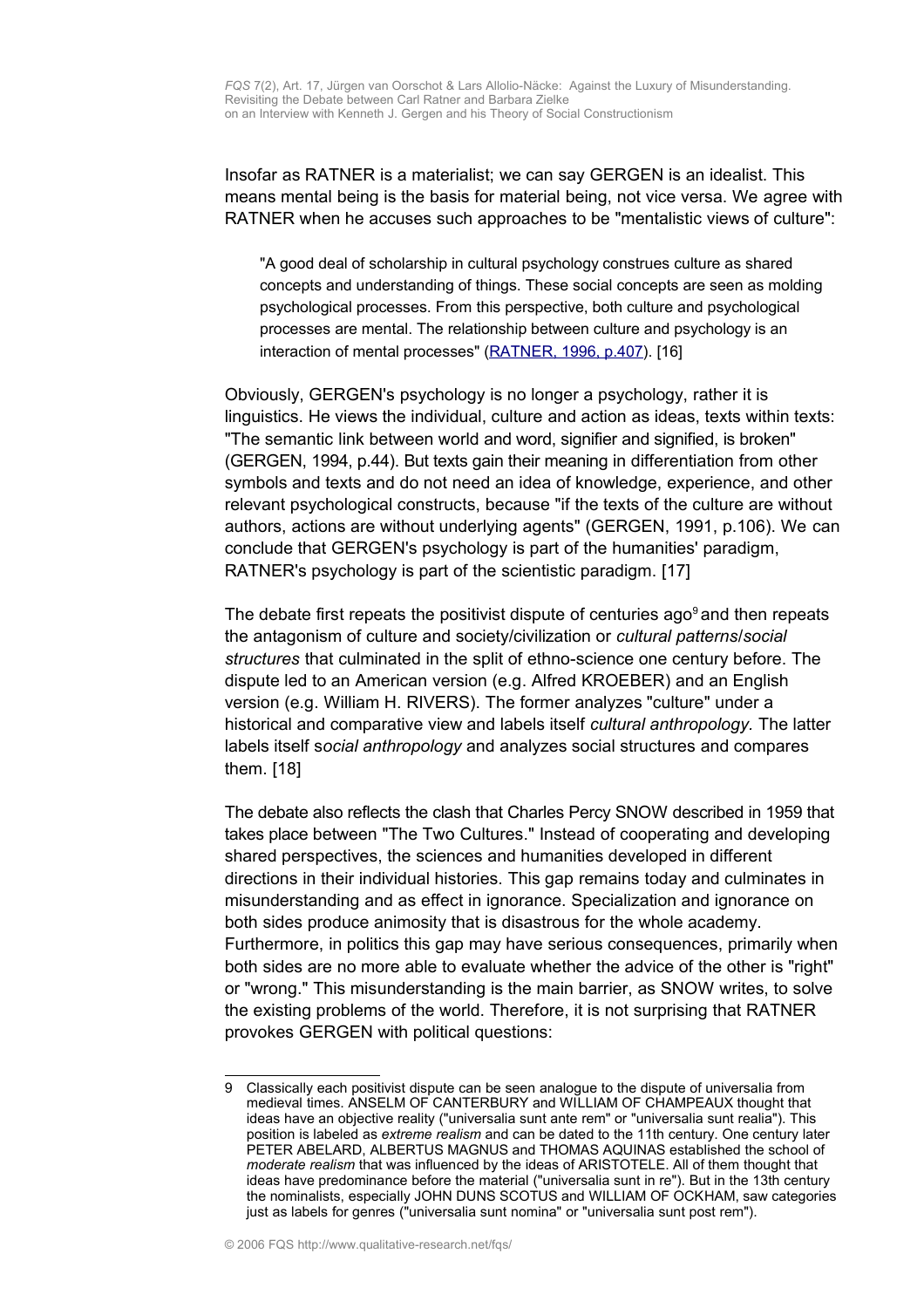Insofar as RATNER is a materialist; we can say GERGEN is an idealist. This means mental being is the basis for material being, not vice versa. We agree with RATNER when he accuses such approaches to be "mentalistic views of culture":

> "A good deal of scholarship in cultural psychology construes culture as shared concepts and understanding of things. These social concepts are seen as molding psychological processes. From this perspective, both culture and psychological processes are mental. The relationship between culture and psychology is an interaction of mental processes" (RATNER, 1996, p.407). [16]

Obviously, GERGEN's psychology is no longer a psychology, rather it is linguistics. He views the individual, culture and action as ideas, texts within texts: "The semantic link between world and word, signifier and signified, is broken" (GERGEN, 1994, p.44). But texts gain their meaning in differentiation from other symbols and texts and do not need an idea of knowledge, experience, and other relevant psychological constructs, because "if the texts of the culture are without authors, actions are without underlying agents" (GERGEN, 1991, p.106). We can conclude that GERGEN's psychology is part of the humanities' paradigm, RATNER's psychology is part of the scientistic paradigm. [17]

The debate first repeats the positivist dispute of centuries ago[9] and then repeats the antagonism of culture and society/civilization or *cultural patterns*/*social structures* that culminated in the split of ethno-science one century before. The dispute led to an American version (e.g. Alfred KROEBER) and an English version (e.g. William H. RIVERS). The former analyzes "culture" under a historical and comparative view and labels itself *cultural anthropology.* The latter labels itself s*ocial anthropology* and analyzes social structures and compares them. [18]

The debate also reflects the clash that Charles Percy SNOW described in 1959 that takes place between "The Two Cultures." Instead of cooperating and developing shared perspectives, the sciences and humanities developed in different directions in their individual histories. This gap remains today and culminates in misunderstanding and as effect in ignorance. Specialization and ignorance on both sides produce animosity that is disastrous for the whole academy. Furthermore, in politics this gap may have serious consequences, primarily when both sides are no more able to evaluate whether the advice of the other is "right" or "wrong." This misunderstanding is the main barrier, as SNOW writes, to solve the existing problems of the world. Therefore, it is not surprising that RATNER provokes GERGEN with political questions:

---

9 Classically each positivist dispute can be seen analogue to the dispute of universalia from medieval times. ANSELM OF CANTERBURY and WILLIAM OF CHAMPEAUX thought that ideas have an objective reality ("universalia sunt ante rem" or "universalia sunt realia"). This position is labeled as *extreme realism* and can be dated to the 11th century. One century later PETER ABELARD, ALBERTUS MAGNUS and THOMAS AQUINAS established the school of *moderate realism* that was influenced by the ideas of ARISTOTELE. All of them thought that ideas have predominance before the material ("universalia sunt in re"). But in the 13th century the nominalists, especially JOHN DUNS SCOTUS and WILLIAM OF OCKHAM, saw categories just as labels for genres ("universalia sunt nomina" or "universalia sunt post rem").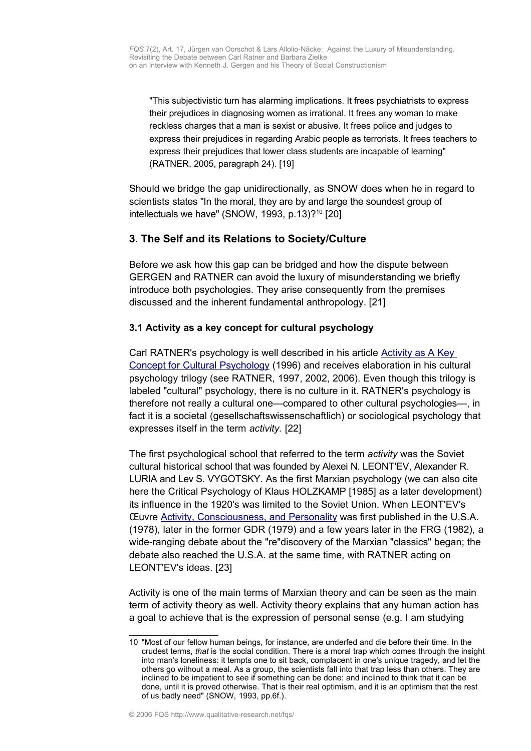> "This subjectivistic turn has alarming implications. It frees psychiatrists to express their prejudices in diagnosing women as irrational. It frees any woman to make reckless charges that a man is sexist or abusive. It frees police and judges to express their prejudices in regarding Arabic people as terrorists. It frees teachers to express their prejudices that lower class students are incapable of learning" (RATNER, 2005, paragraph 24). [19]

Should we bridge the gap unidirectionally, as SNOW does when he in regard to scientists states "In the moral, they are by and large the soundest group of intellectuals we have" (SNOW, 1993, p.13)?[10] [20]

## 3. The Self and its Relations to Society/Culture

Before we ask how this gap can be bridged and how the dispute between GERGEN and RATNER can avoid the luxury of misunderstanding we briefly introduce both psychologies. They arise consequently from the premises discussed and the inherent fundamental anthropology. [21]

### 3.1 Activity as a key concept for cultural psychology

Carl RATNER's psychology is well described in his article Activity as A Key Concept for Cultural Psychology (1996) and receives elaboration in his cultural psychology trilogy (see RATNER, 1997, 2002, 2006). Even though this trilogy is labeled "cultural" psychology, there is no culture in it. RATNER's psychology is therefore not really a cultural one—compared to other cultural psychologies—, in fact it is a societal (gesellschaftswissenschaftlich) or sociological psychology that expresses itself in the term *activity.* [22]

The first psychological school that referred to the term *activity* was the Soviet cultural historical school that was founded by Alexei N. LEONT'EV, Alexander R. LURIA and Lev S. VYGOTSKY. As the first Marxian psychology (we can also cite here the Critical Psychology of Klaus HOLZKAMP [1985] as a later development) its influence in the 1920's was limited to the Soviet Union. When LEONT'EV's Œuvre Activity, Consciousness, and Personality was first published in the U.S.A. (1978), later in the former GDR (1979) and a few years later in the FRG (1982), a wide-ranging debate about the "re"discovery of the Marxian "classics" began; the debate also reached the U.S.A. at the same time, with RATNER acting on LEONT'EV's ideas. [23]

Activity is one of the main terms of Marxian theory and can be seen as the main term of activity theory as well. Activity theory explains that any human action has a goal to achieve that is the expression of personal sense (e.g. I am studying

---

10 "Most of our fellow human beings, for instance, are underfed and die before their time. In the crudest terms, *that* is the social condition. There is a moral trap which comes through the insight into man's loneliness: it tempts one to sit back, complacent in one's unique tragedy, and let the others go without a meal. As a group, the scientists fall into that trap less than others. They are inclined to be impatient to see if something can be done: and inclined to think that it can be done, until it is proved otherwise. That is their real optimism, and it is an optimism that the rest of us badly need" (SNOW, 1993, pp.6f.).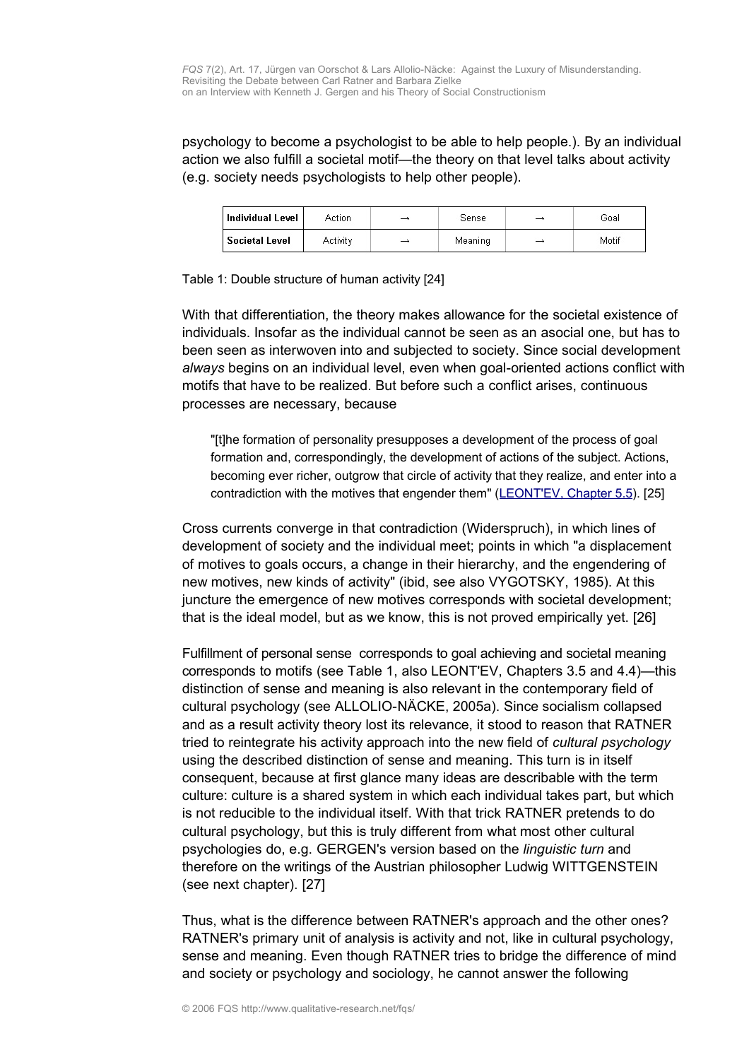psychology to become a psychologist to be able to help people.). By an individual action we also fulfill a societal motif—the theory on that level talks about activity (e.g. society needs psychologists to help other people).

| **Individual Level** | Action | → | Sense | → | Goal |
|---|---|---|---|---|---|
| **Societal Level** | Activity | → | Meaning | → | Motif |

Table 1: Double structure of human activity [24]

With that differentiation, the theory makes allowance for the societal existence of individuals. Insofar as the individual cannot be seen as an asocial one, but has to been seen as interwoven into and subjected to society. Since social development *always* begins on an individual level, even when goal-oriented actions conflict with motifs that have to be realized. But before such a conflict arises, continuous processes are necessary, because

> "[t]he formation of personality presupposes a development of the process of goal formation and, correspondingly, the development of actions of the subject. Actions, becoming ever richer, outgrow that circle of activity that they realize, and enter into a contradiction with the motives that engender them" (LEONT'EV, Chapter 5.5). [25]

Cross currents converge in that contradiction (Widerspruch), in which lines of development of society and the individual meet; points in which "a displacement of motives to goals occurs, a change in their hierarchy, and the engendering of new motives, new kinds of activity" (ibid, see also VYGOTSKY, 1985). At this juncture the emergence of new motives corresponds with societal development; that is the ideal model, but as we know, this is not proved empirically yet. [26]

Fulfillment of personal sense corresponds to goal achieving and societal meaning corresponds to motifs (see Table 1, also LEONT'EV, Chapters 3.5 and 4.4)—this distinction of sense and meaning is also relevant in the contemporary field of cultural psychology (see ALLOLIO-NÄCKE, 2005a). Since socialism collapsed and as a result activity theory lost its relevance, it stood to reason that RATNER tried to reintegrate his activity approach into the new field of *cultural psychology* using the described distinction of sense and meaning. This turn is in itself consequent, because at first glance many ideas are describable with the term culture: culture is a shared system in which each individual takes part, but which is not reducible to the individual itself. With that trick RATNER pretends to do cultural psychology, but this is truly different from what most other cultural psychologies do, e.g. GERGEN's version based on the *linguistic turn* and therefore on the writings of the Austrian philosopher Ludwig WITTGENSTEIN (see next chapter). [27]

Thus, what is the difference between RATNER's approach and the other ones? RATNER's primary unit of analysis is activity and not, like in cultural psychology, sense and meaning. Even though RATNER tries to bridge the difference of mind and society or psychology and sociology, he cannot answer the following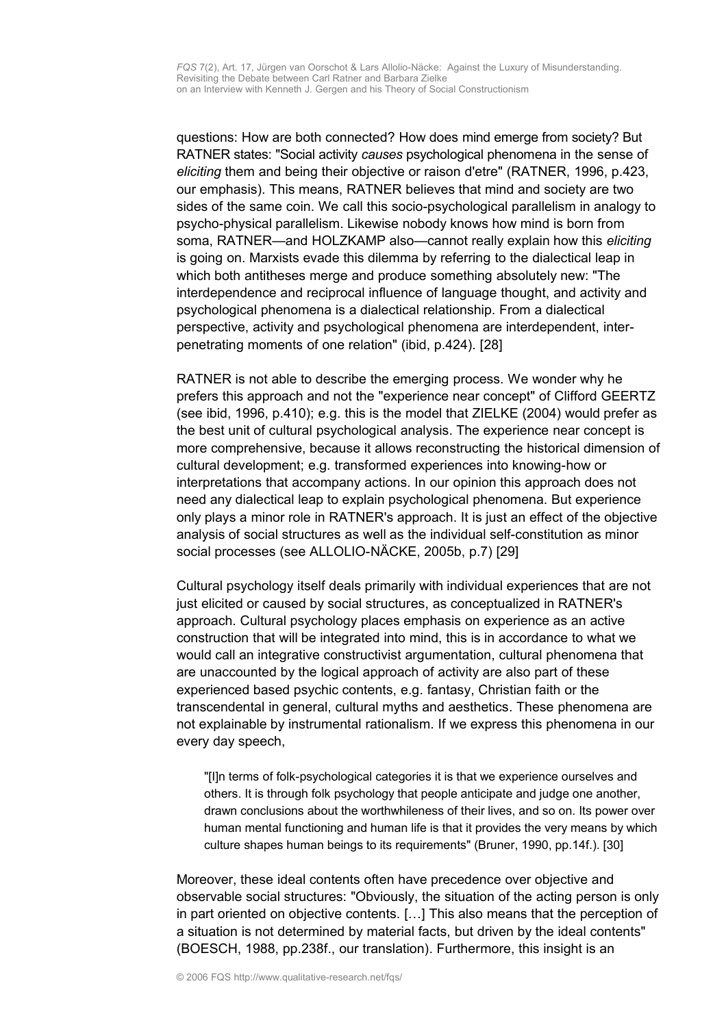questions: How are both connected? How does mind emerge from society? But RATNER states: "Social activity *causes* psychological phenomena in the sense of *eliciting* them and being their objective or raison d'etre" (RATNER, 1996, p.423, our emphasis). This means, RATNER believes that mind and society are two sides of the same coin. We call this socio-psychological parallelism in analogy to psycho-physical parallelism. Likewise nobody knows how mind is born from soma, RATNER—and HOLZKAMP also—cannot really explain how this *eliciting* is going on. Marxists evade this dilemma by referring to the dialectical leap in which both antitheses merge and produce something absolutely new: "The interdependence and reciprocal influence of language thought, and activity and psychological phenomena is a dialectical relationship. From a dialectical perspective, activity and psychological phenomena are interdependent, inter-penetrating moments of one relation" (ibid, p.424). [28]

RATNER is not able to describe the emerging process. We wonder why he prefers this approach and not the "experience near concept" of Clifford GEERTZ (see ibid, 1996, p.410); e.g. this is the model that ZIELKE (2004) would prefer as the best unit of cultural psychological analysis. The experience near concept is more comprehensive, because it allows reconstructing the historical dimension of cultural development; e.g. transformed experiences into knowing-how or interpretations that accompany actions. In our opinion this approach does not need any dialectical leap to explain psychological phenomena. But experience only plays a minor role in RATNER's approach. It is just an effect of the objective analysis of social structures as well as the individual self-constitution as minor social processes (see ALLOLIO-NÄCKE, 2005b, p.7) [29]

Cultural psychology itself deals primarily with individual experiences that are not just elicited or caused by social structures, as conceptualized in RATNER's approach. Cultural psychology places emphasis on experience as an active construction that will be integrated into mind, this is in accordance to what we would call an integrative constructivist argumentation, cultural phenomena that are unaccounted by the logical approach of activity are also part of these experienced based psychic contents, e.g. fantasy, Christian faith or the transcendental in general, cultural myths and aesthetics. These phenomena are not explainable by instrumental rationalism. If we express this phenomena in our every day speech,

> "[I]n terms of folk-psychological categories it is that we experience ourselves and others. It is through folk psychology that people anticipate and judge one another, drawn conclusions about the worthwhileness of their lives, and so on. Its power over human mental functioning and human life is that it provides the very means by which culture shapes human beings to its requirements" (Bruner, 1990, pp.14f.). [30]

Moreover, these ideal contents often have precedence over objective and observable social structures: "Obviously, the situation of the acting person is only in part oriented on objective contents. […] This also means that the perception of a situation is not determined by material facts, but driven by the ideal contents" (BOESCH, 1988, pp.238f., our translation). Furthermore, this insight is an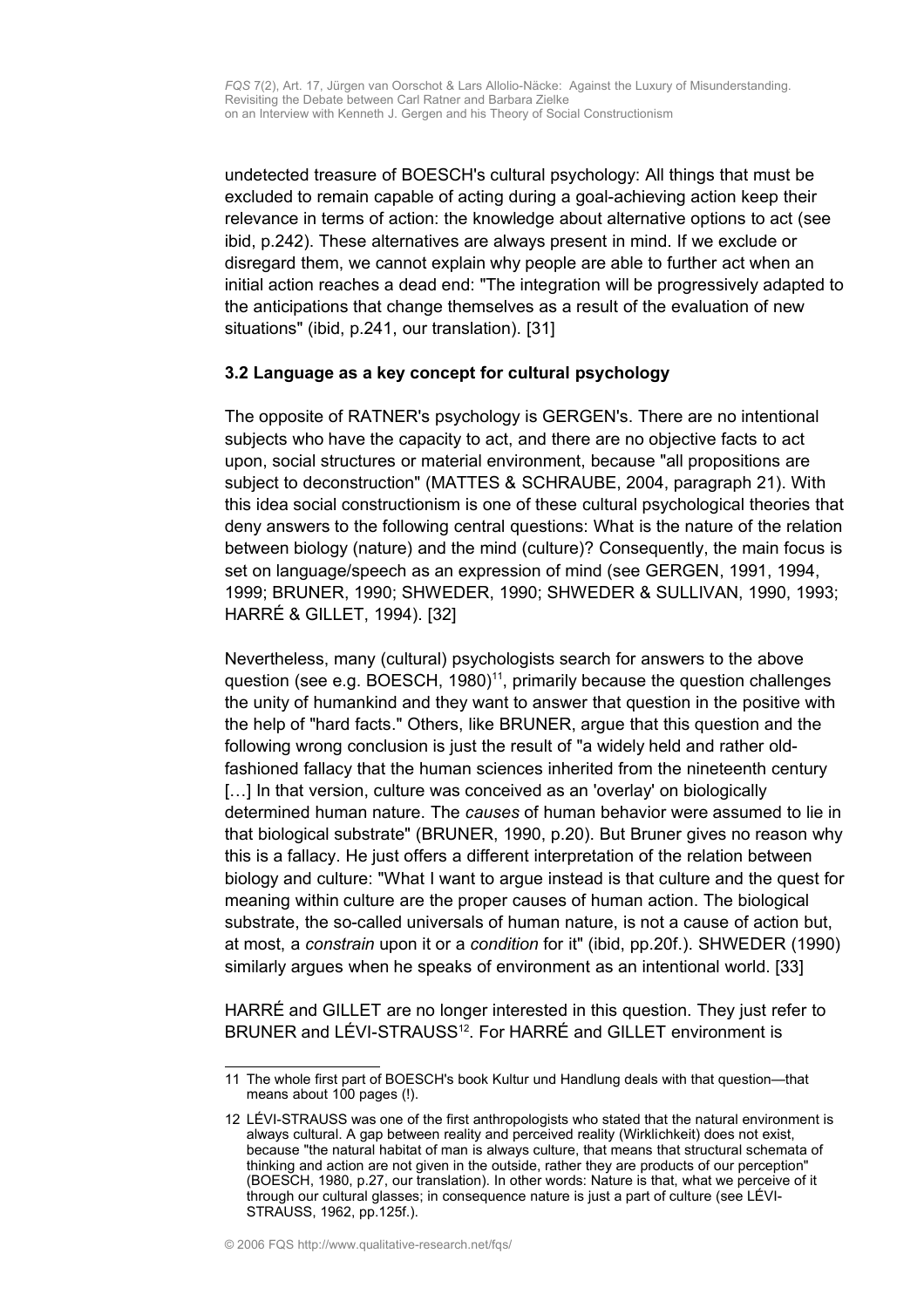undetected treasure of BOESCH's cultural psychology: All things that must be excluded to remain capable of acting during a goal-achieving action keep their relevance in terms of action: the knowledge about alternative options to act (see ibid, p.242). These alternatives are always present in mind. If we exclude or disregard them, we cannot explain why people are able to further act when an initial action reaches a dead end: "The integration will be progressively adapted to the anticipations that change themselves as a result of the evaluation of new situations" (ibid, p.241, our translation). [31]

### 3.2 Language as a key concept for cultural psychology

The opposite of RATNER's psychology is GERGEN's. There are no intentional subjects who have the capacity to act, and there are no objective facts to act upon, social structures or material environment, because "all propositions are subject to deconstruction" (MATTES & SCHRAUBE, 2004, paragraph 21). With this idea social constructionism is one of these cultural psychological theories that deny answers to the following central questions: What is the nature of the relation between biology (nature) and the mind (culture)? Consequently, the main focus is set on language/speech as an expression of mind (see GERGEN, 1991, 1994, 1999; BRUNER, 1990; SHWEDER, 1990; SHWEDER & SULLIVAN, 1990, 1993; HARRÉ & GILLET, 1994). [32]

Nevertheless, many (cultural) psychologists search for answers to the above question (see e.g. BOESCH, 1980)[11], primarily because the question challenges the unity of humankind and they want to answer that question in the positive with the help of "hard facts." Others, like BRUNER, argue that this question and the following wrong conclusion is just the result of "a widely held and rather old-fashioned fallacy that the human sciences inherited from the nineteenth century […] In that version, culture was conceived as an 'overlay' on biologically determined human nature. The *causes* of human behavior were assumed to lie in that biological substrate" (BRUNER, 1990, p.20). But Bruner gives no reason why this is a fallacy. He just offers a different interpretation of the relation between biology and culture: "What I want to argue instead is that culture and the quest for meaning within culture are the proper causes of human action. The biological substrate, the so-called universals of human nature, is not a cause of action but, at most, a *constrain* upon it or a *condition* for it" (ibid, pp.20f.). SHWEDER (1990) similarly argues when he speaks of environment as an intentional world. [33]

HARRÉ and GILLET are no longer interested in this question. They just refer to BRUNER and LÉVI-STRAUSS[12]. For HARRÉ and GILLET environment is

---

11 The whole first part of BOESCH's book Kultur und Handlung deals with that question—that means about 100 pages (!).

12 LÉVI-STRAUSS was one of the first anthropologists who stated that the natural environment is always cultural. A gap between reality and perceived reality (Wirklichkeit) does not exist, because "the natural habitat of man is always culture, that means that structural schemata of thinking and action are not given in the outside, rather they are products of our perception" (BOESCH, 1980, p.27, our translation). In other words: Nature is that, what we perceive of it through our cultural glasses; in consequence nature is just a part of culture (see LÉVI-STRAUSS, 1962, pp.125f.).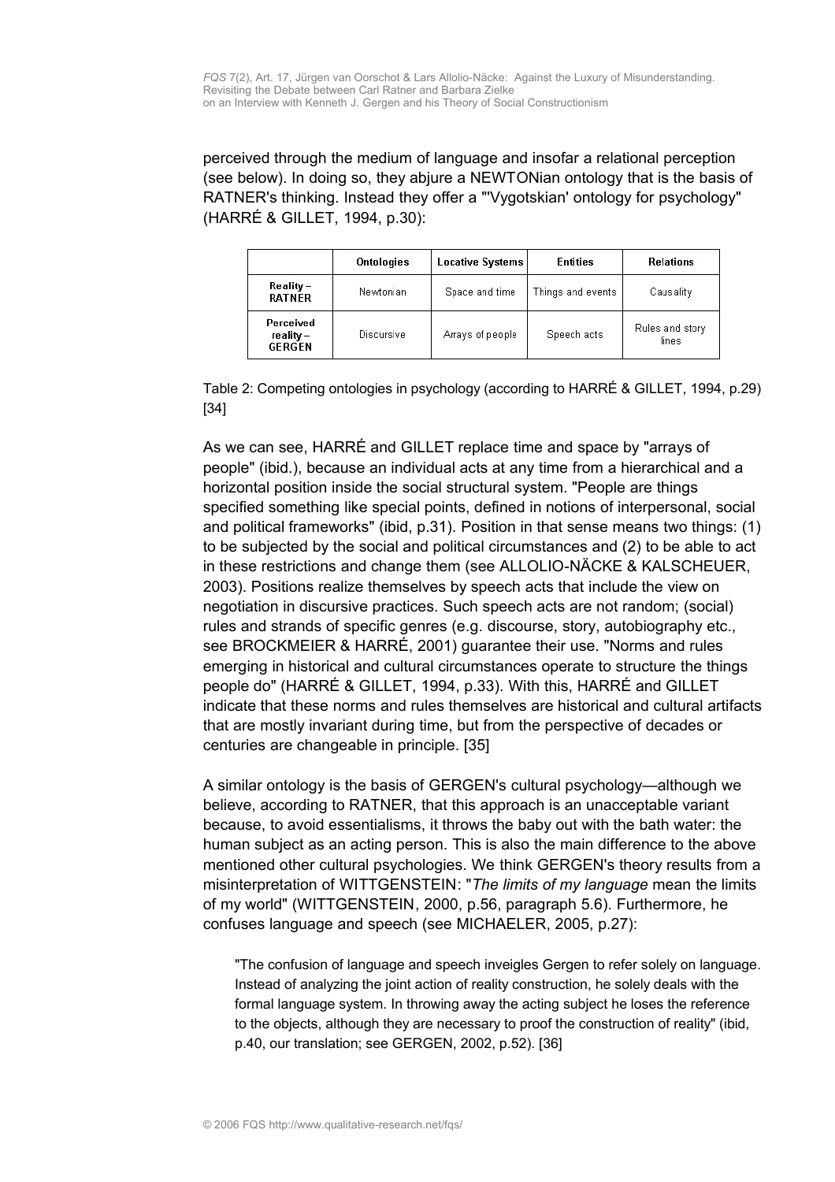perceived through the medium of language and insofar a relational perception (see below). In doing so, they abjure a NEWTONian ontology that is the basis of RATNER's thinking. Instead they offer a "'Vygotskian' ontology for psychology" (HARRÉ & GILLET, 1994, p.30):

| | Ontologies | Locative Systems | Entities | Relations |
|---|---|---|---|---|
| Reality – RATNER | Newtonian | Space and time | Things and events | Causality |
| Perceived reality – GERGEN | Discursive | Arrays of people | Speech acts | Rules and story lines |

Table 2: Competing ontologies in psychology (according to HARRÉ & GILLET, 1994, p.29) [34]

As we can see, HARRÉ and GILLET replace time and space by "arrays of people" (ibid.), because an individual acts at any time from a hierarchical and a horizontal position inside the social structural system. "People are things specified something like special points, defined in notions of interpersonal, social and political frameworks" (ibid, p.31). Position in that sense means two things: (1) to be subjected by the social and political circumstances and (2) to be able to act in these restrictions and change them (see ALLOLIO-NÄCKE & KALSCHEUER, 2003). Positions realize themselves by speech acts that include the view on negotiation in discursive practices. Such speech acts are not random; (social) rules and strands of specific genres (e.g. discourse, story, autobiography etc., see BROCKMEIER & HARRÉ, 2001) guarantee their use. "Norms and rules emerging in historical and cultural circumstances operate to structure the things people do" (HARRÉ & GILLET, 1994, p.33). With this, HARRÉ and GILLET indicate that these norms and rules themselves are historical and cultural artifacts that are mostly invariant during time, but from the perspective of decades or centuries are changeable in principle. [35]

A similar ontology is the basis of GERGEN's cultural psychology—although we believe, according to RATNER, that this approach is an unacceptable variant because, to avoid essentialisms, it throws the baby out with the bath water: the human subject as an acting person. This is also the main difference to the above mentioned other cultural psychologies. We think GERGEN's theory results from a misinterpretation of WITTGENSTEIN: "*The limits of my language* mean the limits of my world" (WITTGENSTEIN, 2000, p.56, paragraph 5.6). Furthermore, he confuses language and speech (see MICHAELER, 2005, p.27):

> "The confusion of language and speech inveigles Gergen to refer solely on language. Instead of analyzing the joint action of reality construction, he solely deals with the formal language system. In throwing away the acting subject he loses the reference to the objects, although they are necessary to proof the construction of reality" (ibid, p.40, our translation; see GERGEN, 2002, p.52). [36]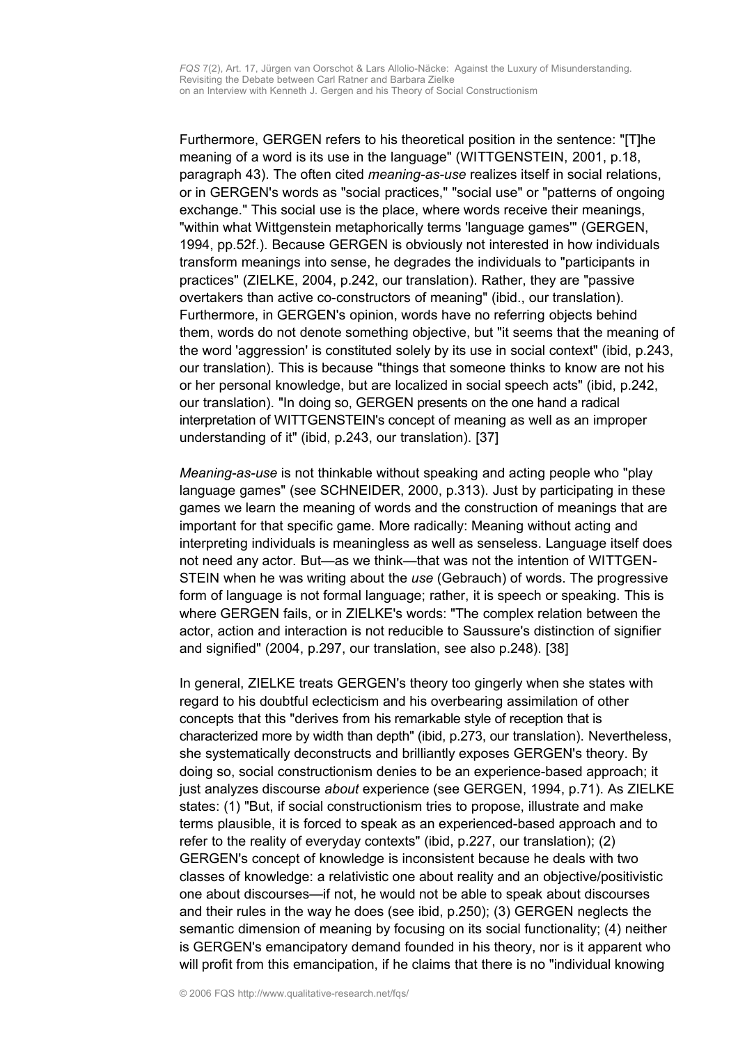Furthermore, GERGEN refers to his theoretical position in the sentence: "[T]he meaning of a word is its use in the language" (WITTGENSTEIN, 2001, p.18, paragraph 43). The often cited *meaning-as-use* realizes itself in social relations, or in GERGEN's words as "social practices," "social use" or "patterns of ongoing exchange." This social use is the place, where words receive their meanings, "within what Wittgenstein metaphorically terms 'language games'" (GERGEN, 1994, pp.52f.). Because GERGEN is obviously not interested in how individuals transform meanings into sense, he degrades the individuals to "participants in practices" (ZIELKE, 2004, p.242, our translation). Rather, they are "passive overtakers than active co-constructors of meaning" (ibid., our translation). Furthermore, in GERGEN's opinion, words have no referring objects behind them, words do not denote something objective, but "it seems that the meaning of the word 'aggression' is constituted solely by its use in social context" (ibid, p.243, our translation). This is because "things that someone thinks to know are not his or her personal knowledge, but are localized in social speech acts" (ibid, p.242, our translation). "In doing so, GERGEN presents on the one hand a radical interpretation of WITTGENSTEIN's concept of meaning as well as an improper understanding of it" (ibid, p.243, our translation). [37]

*Meaning-as-use* is not thinkable without speaking and acting people who "play language games" (see SCHNEIDER, 2000, p.313). Just by participating in these games we learn the meaning of words and the construction of meanings that are important for that specific game. More radically: Meaning without acting and interpreting individuals is meaningless as well as senseless. Language itself does not need any actor. But—as we think—that was not the intention of WITTGENSTEIN when he was writing about the *use* (Gebrauch) of words. The progressive form of language is not formal language; rather, it is speech or speaking. This is where GERGEN fails, or in ZIELKE's words: "The complex relation between the actor, action and interaction is not reducible to Saussure's distinction of signifier and signified" (2004, p.297, our translation, see also p.248). [38]

In general, ZIELKE treats GERGEN's theory too gingerly when she states with regard to his doubtful eclecticism and his overbearing assimilation of other concepts that this "derives from his remarkable style of reception that is characterized more by width than depth" (ibid, p.273, our translation). Nevertheless, she systematically deconstructs and brilliantly exposes GERGEN's theory. By doing so, social constructionism denies to be an experience-based approach; it just analyzes discourse *about* experience (see GERGEN, 1994, p.71). As ZIELKE states: (1) "But, if social constructionism tries to propose, illustrate and make terms plausible, it is forced to speak as an experienced-based approach and to refer to the reality of everyday contexts" (ibid, p.227, our translation); (2) GERGEN's concept of knowledge is inconsistent because he deals with two classes of knowledge: a relativistic one about reality and an objective/positivistic one about discourses—if not, he would not be able to speak about discourses and their rules in the way he does (see ibid, p.250); (3) GERGEN neglects the semantic dimension of meaning by focusing on its social functionality; (4) neither is GERGEN's emancipatory demand founded in his theory, nor is it apparent who will profit from this emancipation, if he claims that there is no "individual knowing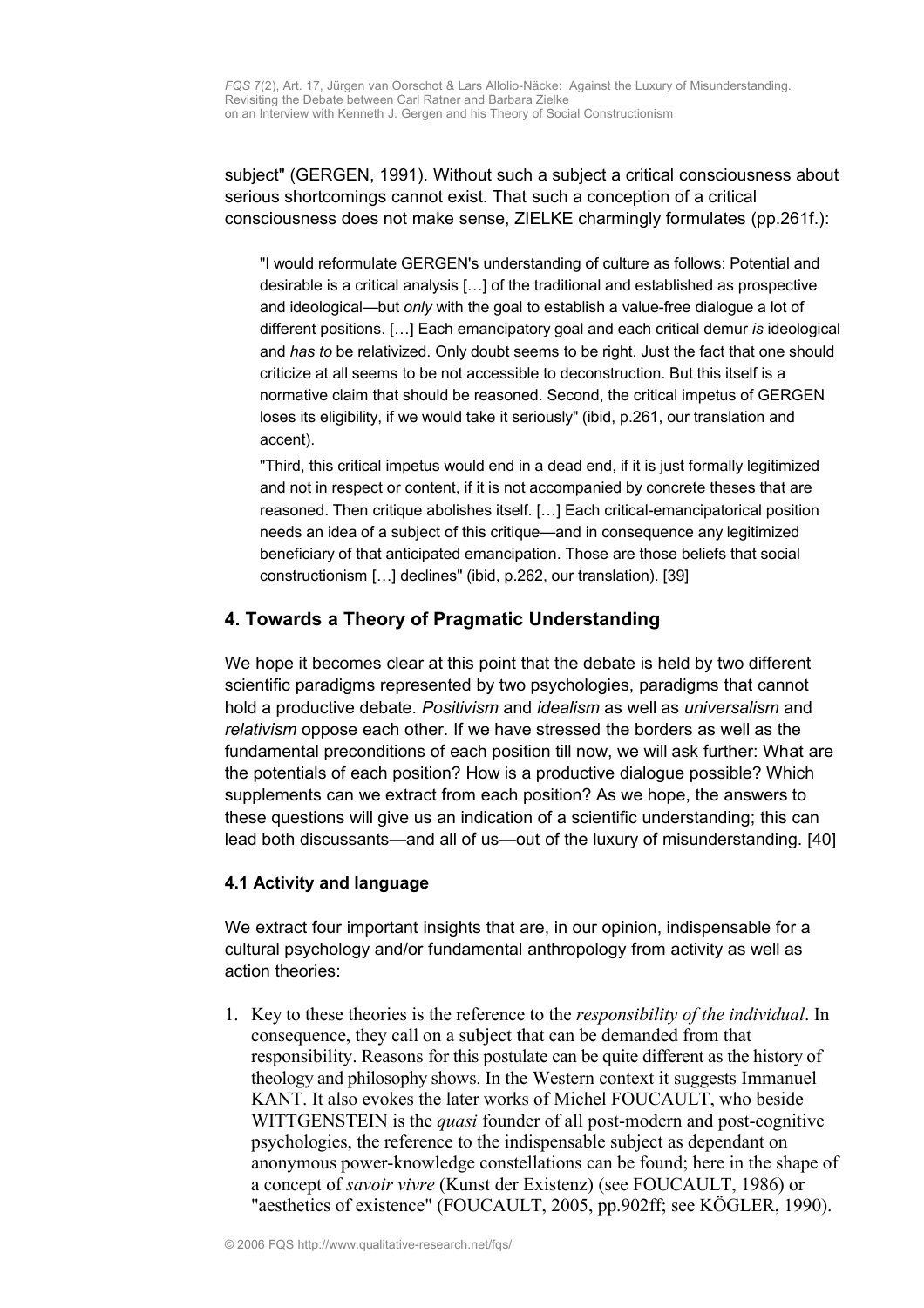subject" (GERGEN, 1991). Without such a subject a critical consciousness about serious shortcomings cannot exist. That such a conception of a critical consciousness does not make sense, ZIELKE charmingly formulates (pp.261f.):

> "I would reformulate GERGEN's understanding of culture as follows: Potential and desirable is a critical analysis […] of the traditional and established as prospective and ideological—but *only* with the goal to establish a value-free dialogue a lot of different positions. […] Each emancipatory goal and each critical demur *is* ideological and *has to* be relativized. Only doubt seems to be right. Just the fact that one should criticize at all seems to be not accessible to deconstruction. But this itself is a normative claim that should be reasoned. Second, the critical impetus of GERGEN loses its eligibility, if we would take it seriously" (ibid, p.261, our translation and accent).
>
> "Third, this critical impetus would end in a dead end, if it is just formally legitimized and not in respect or content, if it is not accompanied by concrete theses that are reasoned. Then critique abolishes itself. […] Each critical-emancipatorical position needs an idea of a subject of this critique—and in consequence any legitimized beneficiary of that anticipated emancipation. Those are those beliefs that social constructionism […] declines" (ibid, p.262, our translation). [39]

## 4. Towards a Theory of Pragmatic Understanding

We hope it becomes clear at this point that the debate is held by two different scientific paradigms represented by two psychologies, paradigms that cannot hold a productive debate. *Positivism* and *idealism* as well as *universalism* and *relativism* oppose each other. If we have stressed the borders as well as the fundamental preconditions of each position till now, we will ask further: What are the potentials of each position? How is a productive dialogue possible? Which supplements can we extract from each position? As we hope, the answers to these questions will give us an indication of a scientific understanding; this can lead both discussants—and all of us—out of the luxury of misunderstanding. [40]

### 4.1 Activity and language

We extract four important insights that are, in our opinion, indispensable for a cultural psychology and/or fundamental anthropology from activity as well as action theories:

1. Key to these theories is the reference to the *responsibility of the individual*. In consequence, they call on a subject that can be demanded from that responsibility. Reasons for this postulate can be quite different as the history of theology and philosophy shows. In the Western context it suggests Immanuel KANT. It also evokes the later works of Michel FOUCAULT, who beside WITTGENSTEIN is the *quasi* founder of all post-modern and post-cognitive psychologies, the reference to the indispensable subject as dependant on anonymous power-knowledge constellations can be found; here in the shape of a concept of *savoir vivre* (Kunst der Existenz) (see FOUCAULT, 1986) or "aesthetics of existence" (FOUCAULT, 2005, pp.902ff; see KÖGLER, 1990).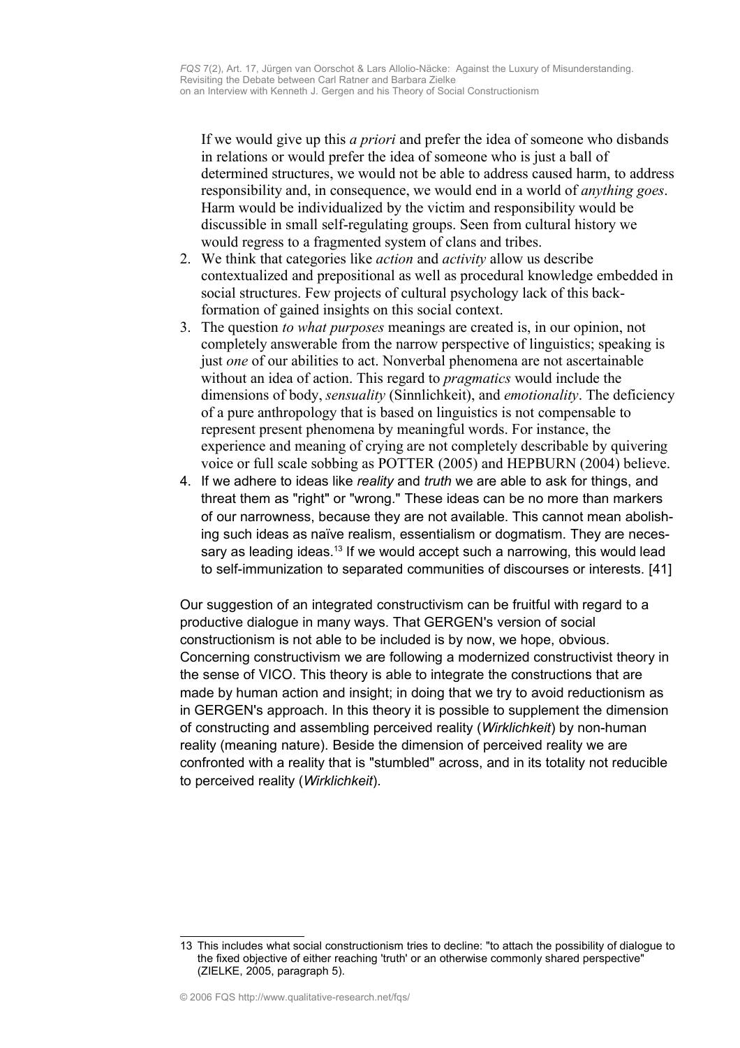If we would give up this *a priori* and prefer the idea of someone who disbands in relations or would prefer the idea of someone who is just a ball of determined structures, we would not be able to address caused harm, to address responsibility and, in consequence, we would end in a world of *anything goes*. Harm would be individualized by the victim and responsibility would be discussible in small self-regulating groups. Seen from cultural history we would regress to a fragmented system of clans and tribes.

2. We think that categories like *action* and *activity* allow us describe contextualized and prepositional as well as procedural knowledge embedded in social structures. Few projects of cultural psychology lack of this back-formation of gained insights on this social context.
3. The question *to what purposes* meanings are created is, in our opinion, not completely answerable from the narrow perspective of linguistics; speaking is just *one* of our abilities to act. Nonverbal phenomena are not ascertainable without an idea of action. This regard to *pragmatics* would include the dimensions of body, *sensuality* (Sinnlichkeit), and *emotionality*. The deficiency of a pure anthropology that is based on linguistics is not compensable to represent present phenomena by meaningful words. For instance, the experience and meaning of crying are not completely describable by quivering voice or full scale sobbing as POTTER (2005) and HEPBURN (2004) believe.
4. If we adhere to ideas like *reality* and *truth* we are able to ask for things, and threat them as "right" or "wrong." These ideas can be no more than markers of our narrowness, because they are not available. This cannot mean abolishing such ideas as naïve realism, essentialism or dogmatism. They are necessary as leading ideas.[13] If we would accept such a narrowing, this would lead to self-immunization to separated communities of discourses or interests. [41]

Our suggestion of an integrated constructivism can be fruitful with regard to a productive dialogue in many ways. That GERGEN's version of social constructionism is not able to be included is by now, we hope, obvious. Concerning constructivism we are following a modernized constructivist theory in the sense of VICO. This theory is able to integrate the constructions that are made by human action and insight; in doing that we try to avoid reductionism as in GERGEN's approach. In this theory it is possible to supplement the dimension of constructing and assembling perceived reality (*Wirklichkeit*) by non-human reality (meaning nature). Beside the dimension of perceived reality we are confronted with a reality that is "stumbled" across, and in its totality not reducible to perceived reality (*Wirklichkeit*).

---

13 This includes what social constructionism tries to decline: "to attach the possibility of dialogue to the fixed objective of either reaching 'truth' or an otherwise commonly shared perspective" (ZIELKE, 2005, paragraph 5).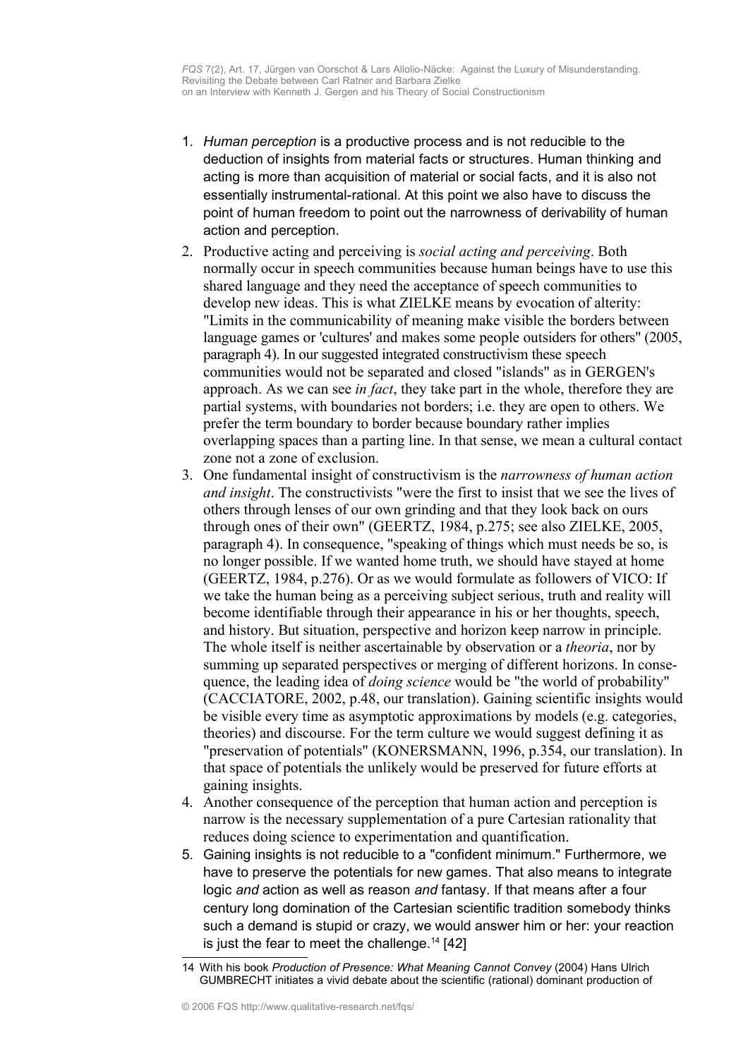1. *Human perception* is a productive process and is not reducible to the deduction of insights from material facts or structures. Human thinking and acting is more than acquisition of material or social facts, and it is also not essentially instrumental-rational. At this point we also have to discuss the point of human freedom to point out the narrowness of derivability of human action and perception.
2. Productive acting and perceiving is *social acting and perceiving*. Both normally occur in speech communities because human beings have to use this shared language and they need the acceptance of speech communities to develop new ideas. This is what ZIELKE means by evocation of alterity: "Limits in the communicability of meaning make visible the borders between language games or 'cultures' and makes some people outsiders for others" (2005, paragraph 4). In our suggested integrated constructivism these speech communities would not be separated and closed "islands" as in GERGEN's approach. As we can see *in fact*, they take part in the whole, therefore they are partial systems, with boundaries not borders; i.e. they are open to others. We prefer the term boundary to border because boundary rather implies overlapping spaces than a parting line. In that sense, we mean a cultural contact zone not a zone of exclusion.
3. One fundamental insight of constructivism is the *narrowness of human action and insight*. The constructivists "were the first to insist that we see the lives of others through lenses of our own grinding and that they look back on ours through ones of their own" (GEERTZ, 1984, p.275; see also ZIELKE, 2005, paragraph 4). In consequence, "speaking of things which must needs be so, is no longer possible. If we wanted home truth, we should have stayed at home (GEERTZ, 1984, p.276). Or as we would formulate as followers of VICO: If we take the human being as a perceiving subject serious, truth and reality will become identifiable through their appearance in his or her thoughts, speech, and history. But situation, perspective and horizon keep narrow in principle. The whole itself is neither ascertainable by observation or a *theoria*, nor by summing up separated perspectives or merging of different horizons. In consequence, the leading idea of *doing science* would be "the world of probability" (CACCIATORE, 2002, p.48, our translation). Gaining scientific insights would be visible every time as asymptotic approximations by models (e.g. categories, theories) and discourse. For the term culture we would suggest defining it as "preservation of potentials" (KONERSMANN, 1996, p.354, our translation). In that space of potentials the unlikely would be preserved for future efforts at gaining insights.
4. Another consequence of the perception that human action and perception is narrow is the necessary supplementation of a pure Cartesian rationality that reduces doing science to experimentation and quantification.
5. Gaining insights is not reducible to a "confident minimum." Furthermore, we have to preserve the potentials for new games. That also means to integrate logic *and* action as well as reason *and* fantasy. If that means after a four century long domination of the Cartesian scientific tradition somebody thinks such a demand is stupid or crazy, we would answer him or her: your reaction is just the fear to meet the challenge.[14] [42]

14 With his book *Production of Presence: What Meaning Cannot Convey* (2004) Hans Ulrich GUMBRECHT initiates a vivid debate about the scientific (rational) dominant production of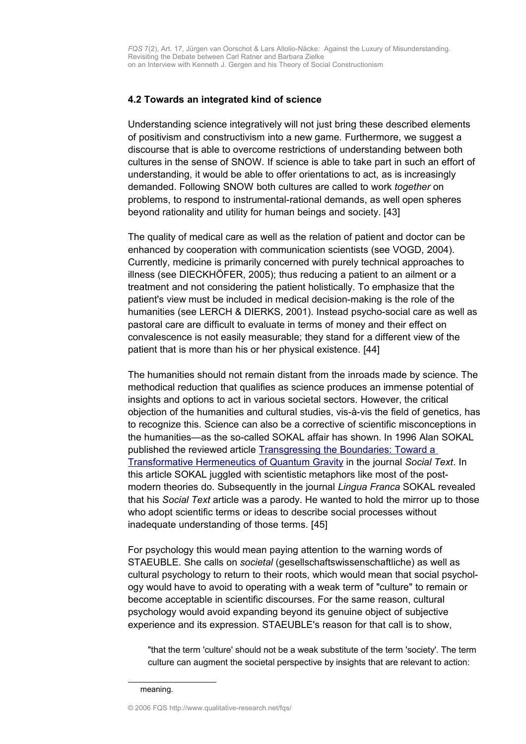### 4.2 Towards an integrated kind of science

Understanding science integratively will not just bring these described elements of positivism and constructivism into a new game. Furthermore, we suggest a discourse that is able to overcome restrictions of understanding between both cultures in the sense of SNOW. If science is able to take part in such an effort of understanding, it would be able to offer orientations to act, as is increasingly demanded. Following SNOW both cultures are called to work *together* on problems, to respond to instrumental-rational demands, as well open spheres beyond rationality and utility for human beings and society. [43]

The quality of medical care as well as the relation of patient and doctor can be enhanced by cooperation with communication scientists (see VOGD, 2004). Currently, medicine is primarily concerned with purely technical approaches to illness (see DIECKHÖFER, 2005); thus reducing a patient to an ailment or a treatment and not considering the patient holistically. To emphasize that the patient's view must be included in medical decision-making is the role of the humanities (see LERCH & DIERKS, 2001). Instead psycho-social care as well as pastoral care are difficult to evaluate in terms of money and their effect on convalescence is not easily measurable; they stand for a different view of the patient that is more than his or her physical existence. [44]

The humanities should not remain distant from the inroads made by science. The methodical reduction that qualifies as science produces an immense potential of insights and options to act in various societal sectors. However, the critical objection of the humanities and cultural studies, vis-à-vis the field of genetics, has to recognize this. Science can also be a corrective of scientific misconceptions in the humanities—as the so-called SOKAL affair has shown. In 1996 Alan SOKAL published the reviewed article [Transgressing the Boundaries: Toward a Transformative Hermeneutics of Quantum Gravity]() in the journal *Social Text*. In this article SOKAL juggled with scientistic metaphors like most of the post-modern theories do. Subsequently in the journal *Lingua Franca* SOKAL revealed that his *Social Text* article was a parody. He wanted to hold the mirror up to those who adopt scientific terms or ideas to describe social processes without inadequate understanding of those terms. [45]

For psychology this would mean paying attention to the warning words of STAEUBLE. She calls on *societal* (gesellschaftswissenschaftliche) as well as cultural psychology to return to their roots, which would mean that social psychology would have to avoid to operating with a weak term of "culture" to remain or become acceptable in scientific discourses. For the same reason, cultural psychology would avoid expanding beyond its genuine object of subjective experience and its expression. STAEUBLE's reason for that call is to show,

> "that the term 'culture' should not be a weak substitute of the term 'society'. The term culture can augment the societal perspective by insights that are relevant to action:

meaning.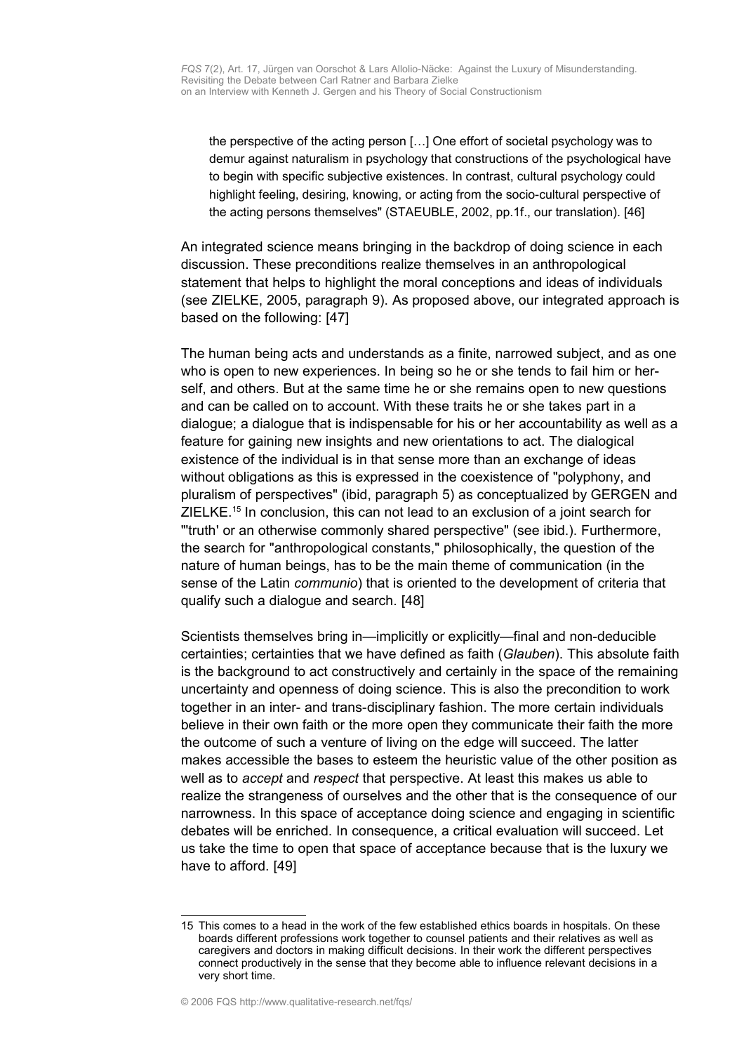> the perspective of the acting person […] One effort of societal psychology was to demur against naturalism in psychology that constructions of the psychological have to begin with specific subjective existences. In contrast, cultural psychology could highlight feeling, desiring, knowing, or acting from the socio-cultural perspective of the acting persons themselves" (STAEUBLE, 2002, pp.1f., our translation). [46]

An integrated science means bringing in the backdrop of doing science in each discussion. These preconditions realize themselves in an anthropological statement that helps to highlight the moral conceptions and ideas of individuals (see ZIELKE, 2005, paragraph 9). As proposed above, our integrated approach is based on the following: [47]

The human being acts and understands as a finite, narrowed subject, and as one who is open to new experiences. In being so he or she tends to fail him or herself, and others. But at the same time he or she remains open to new questions and can be called on to account. With these traits he or she takes part in a dialogue; a dialogue that is indispensable for his or her accountability as well as a feature for gaining new insights and new orientations to act. The dialogical existence of the individual is in that sense more than an exchange of ideas without obligations as this is expressed in the coexistence of "polyphony, and pluralism of perspectives" (ibid, paragraph 5) as conceptualized by GERGEN and ZIELKE.[15] In conclusion, this can not lead to an exclusion of a joint search for "'truth' or an otherwise commonly shared perspective" (see ibid.). Furthermore, the search for "anthropological constants," philosophically, the question of the nature of human beings, has to be the main theme of communication (in the sense of the Latin *communio*) that is oriented to the development of criteria that qualify such a dialogue and search. [48]

Scientists themselves bring in—implicitly or explicitly—final and non-deducible certainties; certainties that we have defined as faith (*Glauben*). This absolute faith is the background to act constructively and certainly in the space of the remaining uncertainty and openness of doing science. This is also the precondition to work together in an inter- and trans-disciplinary fashion. The more certain individuals believe in their own faith or the more open they communicate their faith the more the outcome of such a venture of living on the edge will succeed. The latter makes accessible the bases to esteem the heuristic value of the other position as well as to *accept* and *respect* that perspective. At least this makes us able to realize the strangeness of ourselves and the other that is the consequence of our narrowness. In this space of acceptance doing science and engaging in scientific debates will be enriched. In consequence, a critical evaluation will succeed. Let us take the time to open that space of acceptance because that is the luxury we have to afford. [49]

---

15 This comes to a head in the work of the few established ethics boards in hospitals. On these boards different professions work together to counsel patients and their relatives as well as caregivers and doctors in making difficult decisions. In their work the different perspectives connect productively in the sense that they become able to influence relevant decisions in a very short time.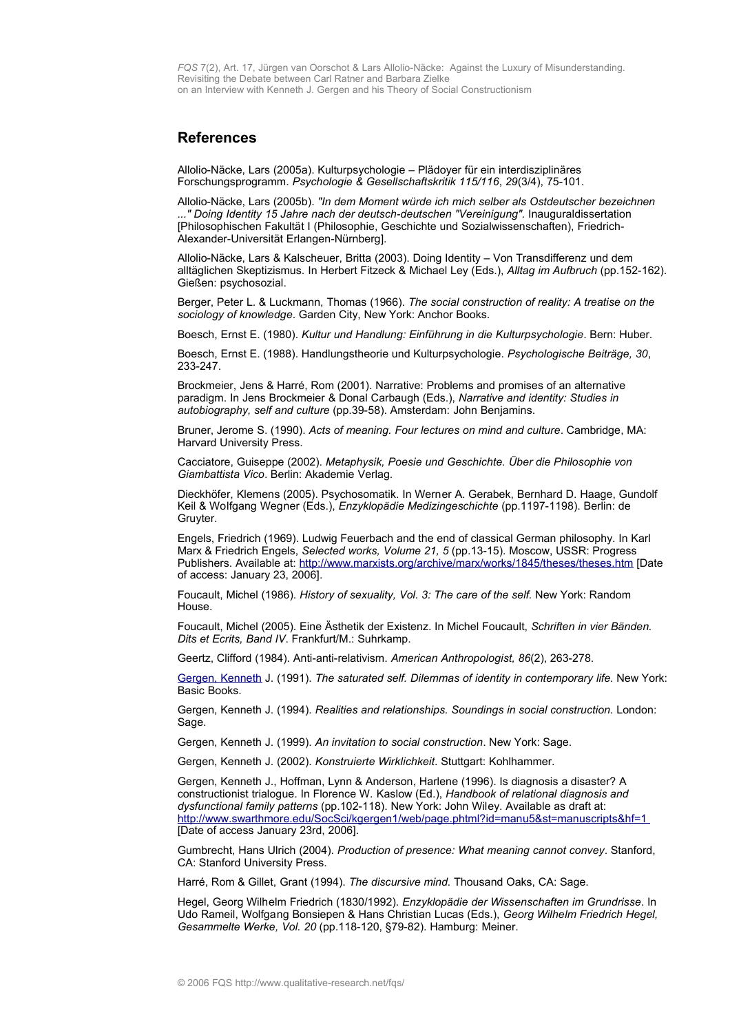## References

Allolio-Näcke, Lars (2005a). Kulturpsychologie – Plädoyer für ein interdisziplinäres Forschungsprogramm. *Psychologie & Gesellschaftskritik 115/116*, *29*(3/4), 75-101.

Allolio-Näcke, Lars (2005b). *"In dem Moment würde ich mich selber als Ostdeutscher bezeichnen ..." Doing Identity 15 Jahre nach der deutsch-deutschen "Vereinigung"*. Inauguraldissertation [Philosophischen Fakultät I (Philosophie, Geschichte und Sozialwissenschaften), Friedrich-Alexander-Universität Erlangen-Nürnberg].

Allolio-Näcke, Lars & Kalscheuer, Britta (2003). Doing Identity – Von Transdifferenz und dem alltäglichen Skeptizismus. In Herbert Fitzeck & Michael Ley (Eds.), *Alltag im Aufbruch* (pp.152-162). Gießen: psychosozial.

Berger, Peter L. & Luckmann, Thomas (1966). *The social construction of reality: A treatise on the sociology of knowledge*. Garden City, New York: Anchor Books.

Boesch, Ernst E. (1980). *Kultur und Handlung: Einführung in die Kulturpsychologie*. Bern: Huber.

Boesch, Ernst E. (1988). Handlungstheorie und Kulturpsychologie. *Psychologische Beiträge, 30*, 233-247.

Brockmeier, Jens & Harré, Rom (2001). Narrative: Problems and promises of an alternative paradigm. In Jens Brockmeier & Donal Carbaugh (Eds.), *Narrative and identity: Studies in autobiography, self and culture* (pp.39-58). Amsterdam: John Benjamins.

Bruner, Jerome S. (1990). *Acts of meaning. Four lectures on mind and culture*. Cambridge, MA: Harvard University Press.

Cacciatore, Guiseppe (2002). *Metaphysik, Poesie und Geschichte. Über die Philosophie von Giambattista Vico*. Berlin: Akademie Verlag.

Dieckhöfer, Klemens (2005). Psychosomatik. In Werner A. Gerabek, Bernhard D. Haage, Gundolf Keil & Wolfgang Wegner (Eds.), *Enzyklopädie Medizingeschichte* (pp.1197-1198). Berlin: de Gruyter.

Engels, Friedrich (1969). Ludwig Feuerbach and the end of classical German philosophy. In Karl Marx & Friedrich Engels, *Selected works, Volume 21, 5* (pp.13-15). Moscow, USSR: Progress Publishers. Available at: http://www.marxists.org/archive/marx/works/1845/theses/theses.htm [Date of access: January 23, 2006].

Foucault, Michel (1986). *History of sexuality, Vol. 3: The care of the self.* New York: Random House.

Foucault, Michel (2005). Eine Ästhetik der Existenz. In Michel Foucault, *Schriften in vier Bänden. Dits et Ecrits, Band IV*. Frankfurt/M.: Suhrkamp.

Geertz, Clifford (1984). Anti-anti-relativism. *American Anthropologist, 86*(2), 263-278.

Gergen, Kenneth J. (1991). *The saturated self. Dilemmas of identity in contemporary life.* New York: Basic Books.

Gergen, Kenneth J. (1994). *Realities and relationships. Soundings in social construction.* London: Sage.

Gergen, Kenneth J. (1999). *An invitation to social construction*. New York: Sage.

Gergen, Kenneth J. (2002). *Konstruierte Wirklichkeit*. Stuttgart: Kohlhammer.

Gergen, Kenneth J., Hoffman, Lynn & Anderson, Harlene (1996). Is diagnosis a disaster? A constructionist trialogue. In Florence W. Kaslow (Ed.), *Handbook of relational diagnosis and dysfunctional family patterns* (pp.102-118). New York: John Wiley. Available as draft at: http://www.swarthmore.edu/SocSci/kgergen1/web/page.phtml?id=manu5&st=manuscripts&hf=1 [Date of access January 23rd, 2006].

Gumbrecht, Hans Ulrich (2004). *Production of presence: What meaning cannot convey*. Stanford, CA: Stanford University Press.

Harré, Rom & Gillet, Grant (1994). *The discursive mind.* Thousand Oaks, CA: Sage.

Hegel, Georg Wilhelm Friedrich (1830/1992). *Enzyklopädie der Wissenschaften im Grundrisse*. In Udo Rameil, Wolfgang Bonsiepen & Hans Christian Lucas (Eds.), *Georg Wilhelm Friedrich Hegel, Gesammelte Werke, Vol. 20* (pp.118-120, §79-82). Hamburg: Meiner.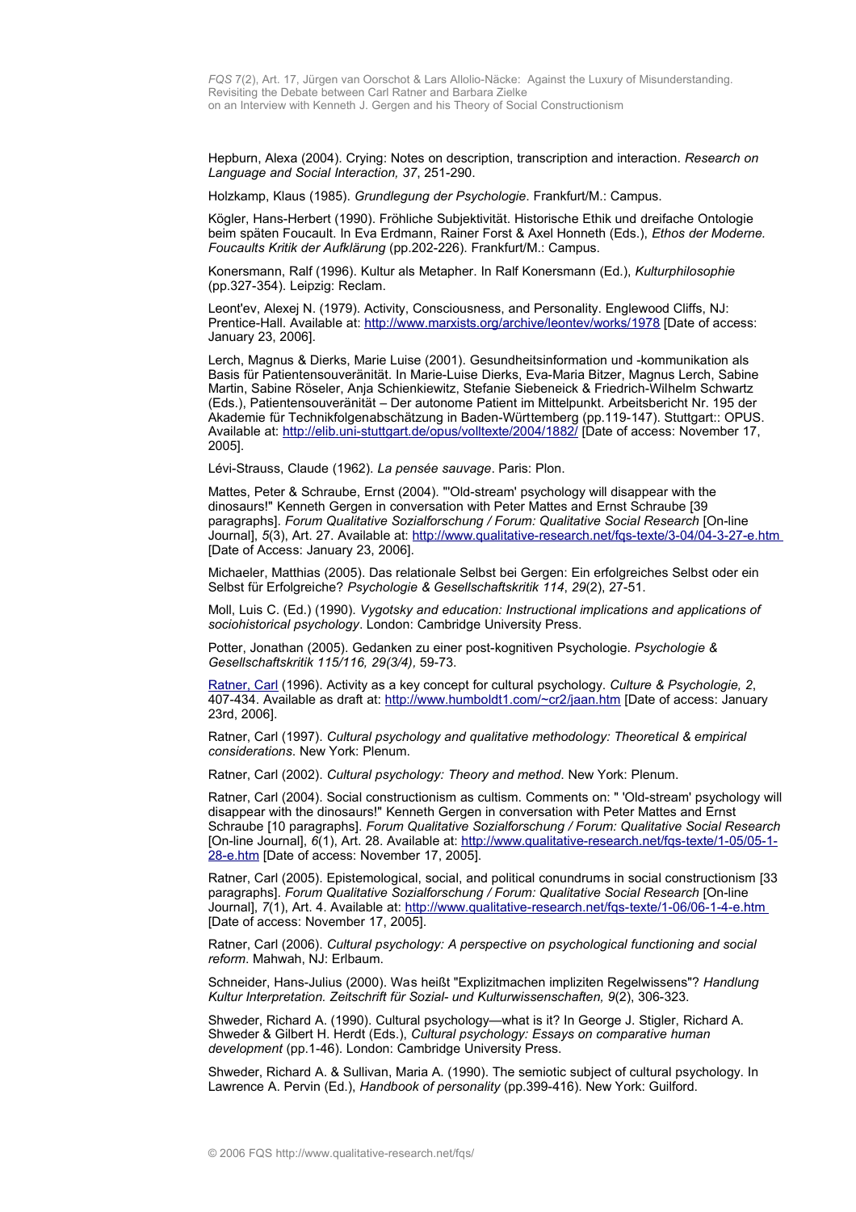Hepburn, Alexa (2004). Crying: Notes on description, transcription and interaction. *Research on Language and Social Interaction, 37*, 251-290.

Holzkamp, Klaus (1985). *Grundlegung der Psychologie*. Frankfurt/M.: Campus.

Kögler, Hans-Herbert (1990). Fröhliche Subjektivität. Historische Ethik und dreifache Ontologie beim späten Foucault. In Eva Erdmann, Rainer Forst & Axel Honneth (Eds.), *Ethos der Moderne. Foucaults Kritik der Aufklärung* (pp.202-226). Frankfurt/M.: Campus.

Konersmann, Ralf (1996). Kultur als Metapher. In Ralf Konersmann (Ed.), *Kulturphilosophie* (pp.327-354). Leipzig: Reclam.

Leont'ev, Alexej N. (1979). Activity, Consciousness, and Personality. Englewood Cliffs, NJ: Prentice-Hall. Available at: http://www.marxists.org/archive/leontev/works/1978 [Date of access: January 23, 2006].

Lerch, Magnus & Dierks, Marie Luise (2001). Gesundheitsinformation und -kommunikation als Basis für Patientensouveränität. In Marie-Luise Dierks, Eva-Maria Bitzer, Magnus Lerch, Sabine Martin, Sabine Röseler, Anja Schienkiewitz, Stefanie Siebeneick & Friedrich-Wilhelm Schwartz (Eds.), Patientensouveränität – Der autonome Patient im Mittelpunkt. Arbeitsbericht Nr. 195 der Akademie für Technikfolgenabschätzung in Baden-Württemberg (pp.119-147). Stuttgart:: OPUS. Available at: http://elib.uni-stuttgart.de/opus/volltexte/2004/1882/ [Date of access: November 17, 2005].

Lévi-Strauss, Claude (1962). *La pensée sauvage*. Paris: Plon.

Mattes, Peter & Schraube, Ernst (2004). "'Old-stream' psychology will disappear with the dinosaurs!" Kenneth Gergen in conversation with Peter Mattes and Ernst Schraube [39 paragraphs]. *Forum Qualitative Sozialforschung / Forum: Qualitative Social Research* [On-line Journal], *5*(3), Art. 27. Available at: http://www.qualitative-research.net/fqs-texte/3-04/04-3-27-e.htm [Date of Access: January 23, 2006].

Michaeler, Matthias (2005). Das relationale Selbst bei Gergen: Ein erfolgreiches Selbst oder ein Selbst für Erfolgreiche? *Psychologie & Gesellschaftskritik 114*, *29*(2), 27-51.

Moll, Luis C. (Ed.) (1990). *Vygotsky and education: Instructional implications and applications of sociohistorical psychology*. London: Cambridge University Press.

Potter, Jonathan (2005). Gedanken zu einer post-kognitiven Psychologie. *Psychologie & Gesellschaftskritik 115/116, 29(3/4),* 59-73.

Ratner, Carl (1996). Activity as a key concept for cultural psychology. *Culture & Psychologie, 2*, 407-434. Available as draft at: http://www.humboldt1.com/~cr2/jaan.htm [Date of access: January 23rd, 2006].

Ratner, Carl (1997). *Cultural psychology and qualitative methodology: Theoretical & empirical considerations*. New York: Plenum.

Ratner, Carl (2002). *Cultural psychology: Theory and method*. New York: Plenum.

Ratner, Carl (2004). Social constructionism as cultism. Comments on: " 'Old-stream' psychology will disappear with the dinosaurs!" Kenneth Gergen in conversation with Peter Mattes and Ernst Schraube [10 paragraphs]. *Forum Qualitative Sozialforschung / Forum: Qualitative Social Research* [On-line Journal], *6*(1), Art. 28. Available at: http://www.qualitative-research.net/fqs-texte/1-05/05-1-28-e.htm [Date of access: November 17, 2005].

Ratner, Carl (2005). Epistemological, social, and political conundrums in social constructionism [33 paragraphs]. *Forum Qualitative Sozialforschung / Forum: Qualitative Social Research* [On-line Journal], *7*(1), Art. 4. Available at: http://www.qualitative-research.net/fqs-texte/1-06/06-1-4-e.htm [Date of access: November 17, 2005].

Ratner, Carl (2006). *Cultural psychology: A perspective on psychological functioning and social reform*. Mahwah, NJ: Erlbaum.

Schneider, Hans-Julius (2000). Was heißt "Explizitmachen impliziten Regelwissens"? *Handlung Kultur Interpretation. Zeitschrift für Sozial- und Kulturwissenschaften, 9*(2), 306-323.

Shweder, Richard A. (1990). Cultural psychology—what is it? In George J. Stigler, Richard A. Shweder & Gilbert H. Herdt (Eds.), *Cultural psychology: Essays on comparative human development* (pp.1-46). London: Cambridge University Press.

Shweder, Richard A. & Sullivan, Maria A. (1990). The semiotic subject of cultural psychology. In Lawrence A. Pervin (Ed.), *Handbook of personality* (pp.399-416). New York: Guilford.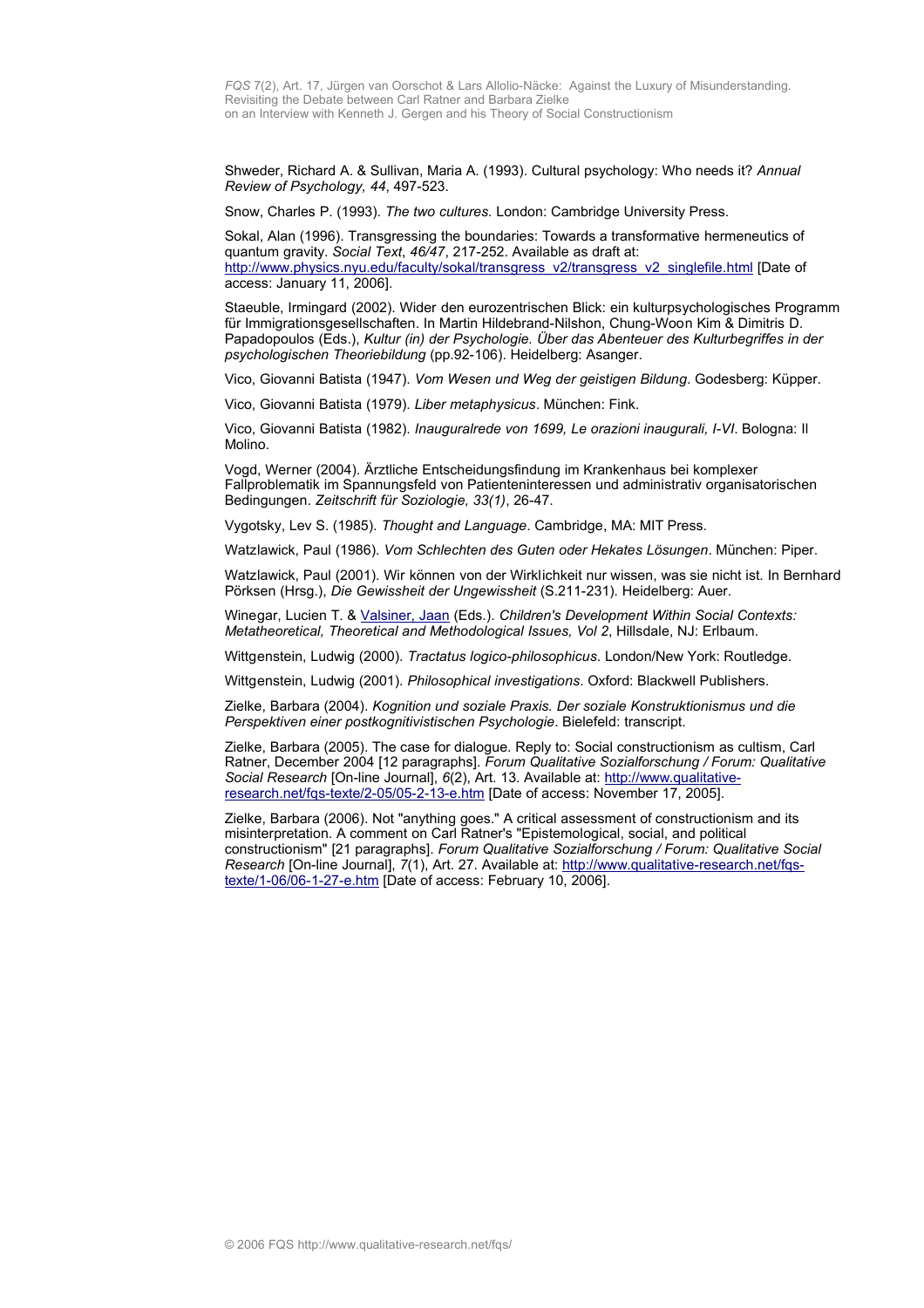Shweder, Richard A. & Sullivan, Maria A. (1993). Cultural psychology: Who needs it? *Annual Review of Psychology, 44*, 497-523.

Snow, Charles P. (1993). *The two cultures*. London: Cambridge University Press.

Sokal, Alan (1996). Transgressing the boundaries: Towards a transformative hermeneutics of quantum gravity. *Social Text*, *46/47*, 217-252. Available as draft at: http://www.physics.nyu.edu/faculty/sokal/transgress_v2/transgress_v2_singlefile.html [Date of access: January 11, 2006].

Staeuble, Irmingard (2002). Wider den eurozentrischen Blick: ein kulturpsychologisches Programm für Immigrationsgesellschaften. In Martin Hildebrand-Nilshon, Chung-Woon Kim & Dimitris D. Papadopoulos (Eds.), *Kultur (in) der Psychologie. Über das Abenteuer des Kulturbegriffes in der psychologischen Theoriebildung* (pp.92-106). Heidelberg: Asanger.

Vico, Giovanni Batista (1947). *Vom Wesen und Weg der geistigen Bildung*. Godesberg: Küpper.

Vico, Giovanni Batista (1979). *Liber metaphysicus*. München: Fink.

Vico, Giovanni Batista (1982). *Inauguralrede von 1699, Le orazioni inaugurali, I-VI*. Bologna: Il Molino.

Vogd, Werner (2004). Ärztliche Entscheidungsfindung im Krankenhaus bei komplexer Fallproblematik im Spannungsfeld von Patienteninteressen und administrativ organisatorischen Bedingungen. *Zeitschrift für Soziologie, 33(1)*, 26-47.

Vygotsky, Lev S. (1985). *Thought and Language*. Cambridge, MA: MIT Press.

Watzlawick, Paul (1986). *Vom Schlechten des Guten oder Hekates Lösungen*. München: Piper.

Watzlawick, Paul (2001). Wir können von der Wirklichkeit nur wissen, was sie nicht ist. In Bernhard Pörksen (Hrsg.), *Die Gewissheit der Ungewissheit* (S.211-231). Heidelberg: Auer.

Winegar, Lucien T. & Valsiner, Jaan (Eds.). *Children's Development Within Social Contexts: Metatheoretical, Theoretical and Methodological Issues, Vol 2*, Hillsdale, NJ: Erlbaum.

Wittgenstein, Ludwig (2000). *Tractatus logico-philosophicus*. London/New York: Routledge.

Wittgenstein, Ludwig (2001). *Philosophical investigations*. Oxford: Blackwell Publishers.

Zielke, Barbara (2004). *Kognition und soziale Praxis. Der soziale Konstruktionismus und die Perspektiven einer postkognitivistischen Psychologie*. Bielefeld: transcript.

Zielke, Barbara (2005). The case for dialogue. Reply to: Social constructionism as cultism, Carl Ratner, December 2004 [12 paragraphs]. *Forum Qualitative Sozialforschung / Forum: Qualitative Social Research* [On-line Journal], *6*(2), Art. 13. Available at: http://www.qualitative-research.net/fqs-texte/2-05/05-2-13-e.htm [Date of access: November 17, 2005].

Zielke, Barbara (2006). Not "anything goes." A critical assessment of constructionism and its misinterpretation. A comment on Carl Ratner's "Epistemological, social, and political constructionism" [21 paragraphs]. *Forum Qualitative Sozialforschung / Forum: Qualitative Social Research* [On-line Journal], *7*(1), Art. 27. Available at: http://www.qualitative-research.net/fqs-texte/1-06/06-1-27-e.htm [Date of access: February 10, 2006].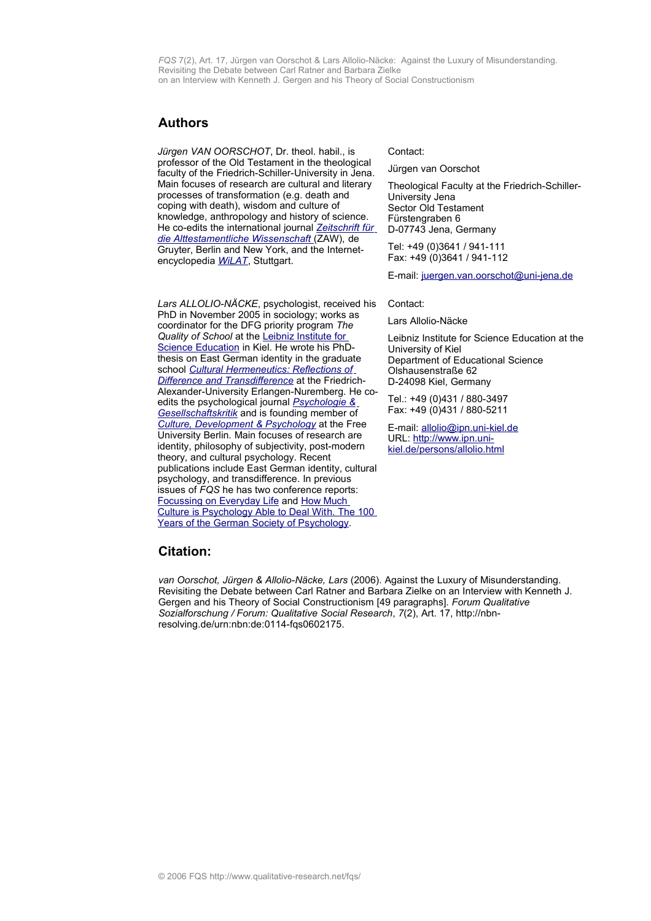## Authors

*Jürgen VAN OORSCHOT*, Dr. theol. habil., is professor of the Old Testament in the theological faculty of the Friedrich-Schiller-University in Jena. Main focuses of research are cultural and literary processes of transformation (e.g. death and coping with death), wisdom and culture of knowledge, anthropology and history of science. He co-edits the international journal *Zeitschrift für die Alttestamentliche Wissenschaft* (ZAW), de Gruyter, Berlin and New York, and the Internet-encyclopedia *WiLAT*, Stuttgart.

Contact:

Jürgen van Oorschot

Theological Faculty at the Friedrich-Schiller-University Jena
Sector Old Testament
Fürstengraben 6
D-07743 Jena, Germany

Tel: +49 (0)3641 / 941-111
Fax: +49 (0)3641 / 941-112

E-mail: juergen.van.oorschot@uni-jena.de

*Lars ALLOLIO-NÄCKE*, psychologist, received his PhD in November 2005 in sociology; works as coordinator for the DFG priority program *The Quality of School* at the Leibniz Institute for Science Education in Kiel. He wrote his PhD-thesis on East German identity in the graduate school *Cultural Hermeneutics: Reflections of Difference and Transdifference* at the Friedrich-Alexander-University Erlangen-Nuremberg. He co-edits the psychological journal *Psychologie & Gesellschaftskritik* and is founding member of *Culture, Development & Psychology* at the Free University Berlin. Main focuses of research are identity, philosophy of subjectivity, post-modern theory, and cultural psychology. Recent publications include East German identity, cultural psychology, and transdifference. In previous issues of *FQS* he has two conference reports: Focussing on Everyday Life and How Much Culture is Psychology Able to Deal With. The 100 Years of the German Society of Psychology.

Contact:

Lars Allolio-Näcke

Leibniz Institute for Science Education at the University of Kiel
Department of Educational Science
Olshausenstraße 62
D-24098 Kiel, Germany

Tel.: +49 (0)431 / 880-3497
Fax: +49 (0)431 / 880-5211

E-mail: allolio@ipn.uni-kiel.de
URL: http://www.ipn.uni-kiel.de/persons/allolio.html

## Citation:

*van Oorschot, Jürgen & Allolio-Näcke, Lars* (2006). Against the Luxury of Misunderstanding. Revisiting the Debate between Carl Ratner and Barbara Zielke on an Interview with Kenneth J. Gergen and his Theory of Social Constructionism [49 paragraphs]. *Forum Qualitative Sozialforschung / Forum: Qualitative Social Research*, *7*(2), Art. 17, http://nbn-resolving.de/urn:nbn:de:0114-fqs0602175.